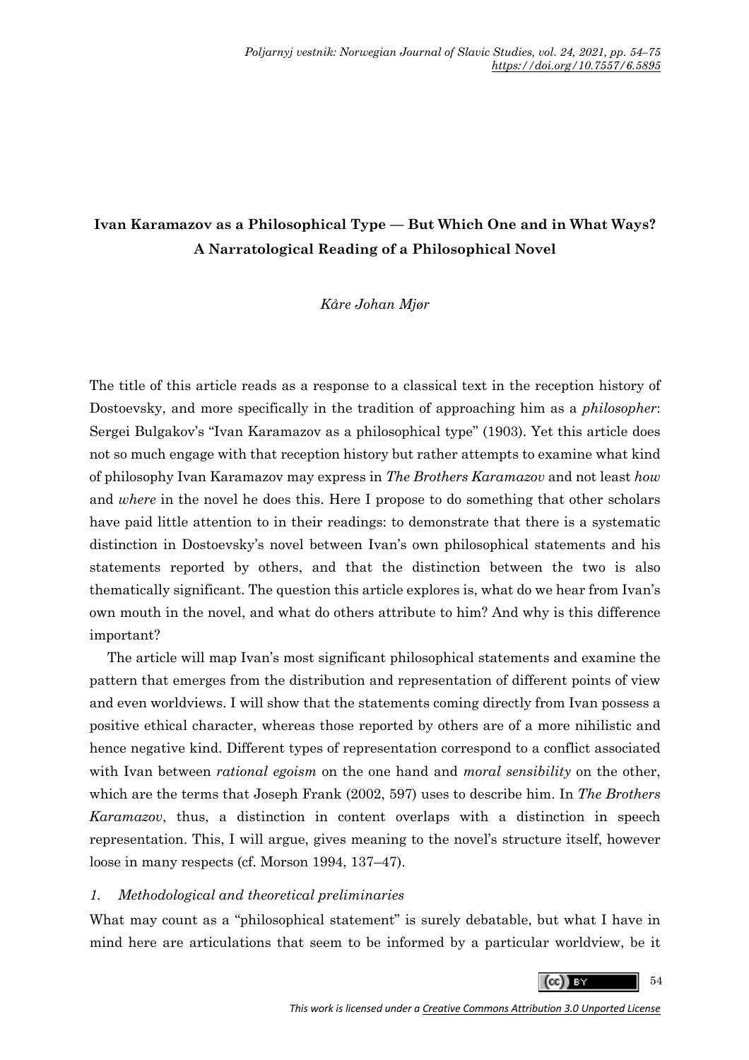# Ivan Karamazov as a Philosophical Type — But Which One and in What Ways? A Narratological Reading of a Philosophical Novel

*Kåre Johan Mjør*

The title of this article reads as a response to a classical text in the reception history of Dostoevsky, and more specifically in the tradition of approaching him as a *philosopher*: Sergei Bulgakov's "Ivan Karamazov as a philosophical type" (1903). Yet this article does not so much engage with that reception history but rather attempts to examine what kind of philosophy Ivan Karamazov may express in *The Brothers Karamazov* and not least *how* and *where* in the novel he does this. Here I propose to do something that other scholars have paid little attention to in their readings: to demonstrate that there is a systematic distinction in Dostoevsky's novel between Ivan's own philosophical statements and his statements reported by others, and that the distinction between the two is also thematically significant. The question this article explores is, what do we hear from Ivan's own mouth in the novel, and what do others attribute to him? And why is this difference important?

The article will map Ivan's most significant philosophical statements and examine the pattern that emerges from the distribution and representation of different points of view and even worldviews. I will show that the statements coming directly from Ivan possess a positive ethical character, whereas those reported by others are of a more nihilistic and hence negative kind. Different types of representation correspond to a conflict associated with Ivan between *rational egoism* on the one hand and *moral sensibility* on the other, which are the terms that Joseph Frank (2002, 597) uses to describe him. In *The Brothers Karamazov*, thus, a distinction in content overlaps with a distinction in speech representation. This, I will argue, gives meaning to the novel's structure itself, however loose in many respects (cf. Morson 1994, 137–47).

## 1. *Methodological and theoretical preliminaries*

What may count as a "philosophical statement" is surely debatable, but what I have in mind here are articulations that seem to be informed by a particular worldview, be it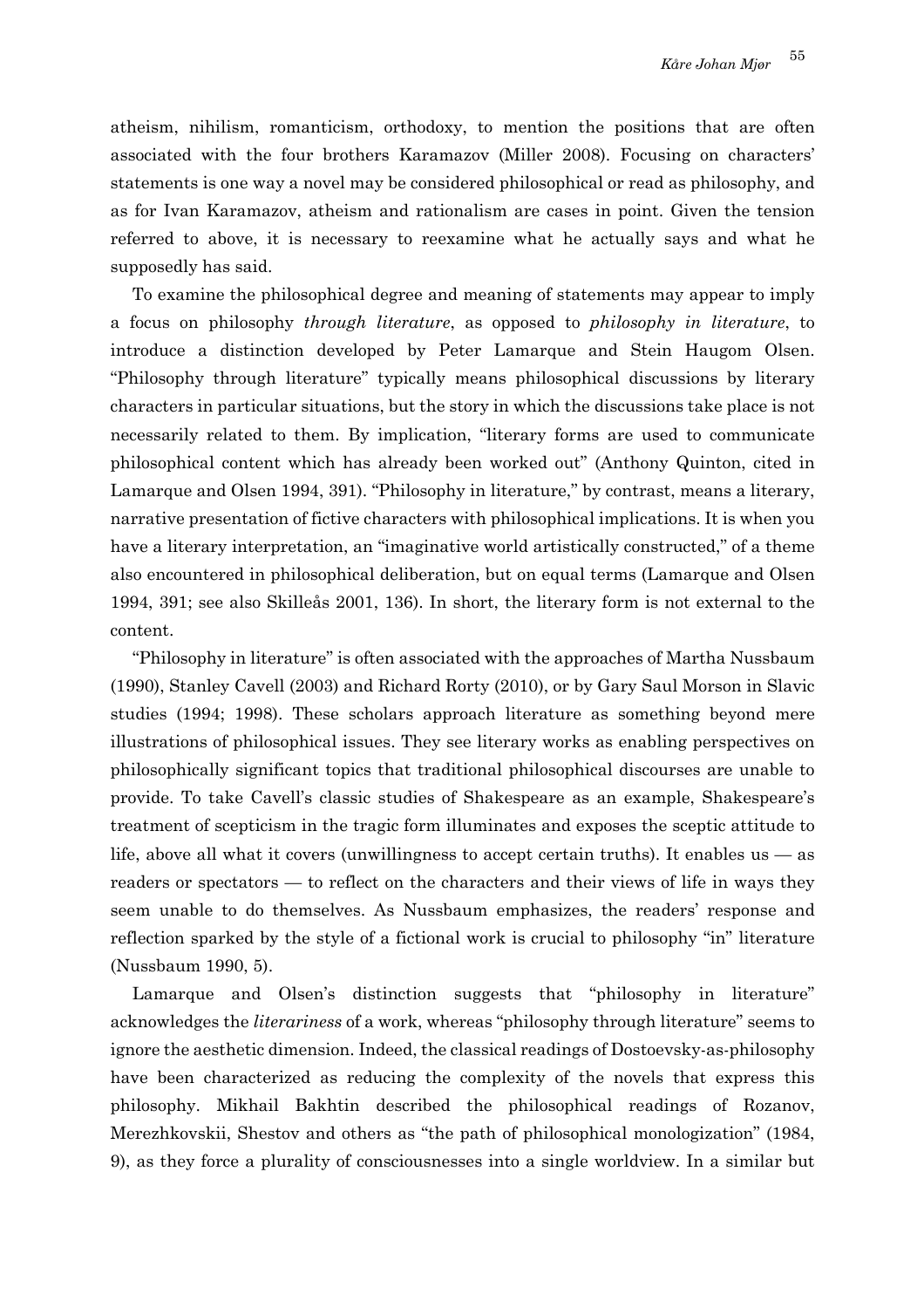atheism, nihilism, romanticism, orthodoxy, to mention the positions that are often associated with the four brothers Karamazov (Miller 2008). Focusing on characters' statements is one way a novel may be considered philosophical or read as philosophy, and as for Ivan Karamazov, atheism and rationalism are cases in point. Given the tension referred to above, it is necessary to reexamine what he actually says and what he supposedly has said.

To examine the philosophical degree and meaning of statements may appear to imply a focus on philosophy *through literature*, as opposed to *philosophy in literature*, to introduce a distinction developed by Peter Lamarque and Stein Haugom Olsen. "Philosophy through literature" typically means philosophical discussions by literary characters in particular situations, but the story in which the discussions take place is not necessarily related to them. By implication, "literary forms are used to communicate philosophical content which has already been worked out" (Anthony Quinton, cited in Lamarque and Olsen 1994, 391). "Philosophy in literature," by contrast, means a literary, narrative presentation of fictive characters with philosophical implications. It is when you have a literary interpretation, an "imaginative world artistically constructed," of a theme also encountered in philosophical deliberation, but on equal terms (Lamarque and Olsen 1994, 391; see also Skilleås 2001, 136). In short, the literary form is not external to the content.

"Philosophy in literature" is often associated with the approaches of Martha Nussbaum (1990), Stanley Cavell (2003) and Richard Rorty (2010), or by Gary Saul Morson in Slavic studies (1994; 1998). These scholars approach literature as something beyond mere illustrations of philosophical issues. They see literary works as enabling perspectives on philosophically significant topics that traditional philosophical discourses are unable to provide. To take Cavell's classic studies of Shakespeare as an example, Shakespeare's treatment of scepticism in the tragic form illuminates and exposes the sceptic attitude to life, above all what it covers (unwillingness to accept certain truths). It enables us — as readers or spectators — to reflect on the characters and their views of life in ways they seem unable to do themselves. As Nussbaum emphasizes, the readers' response and reflection sparked by the style of a fictional work is crucial to philosophy "in" literature (Nussbaum 1990, 5).

Lamarque and Olsen's distinction suggests that "philosophy in literature" acknowledges the *literariness* of a work, whereas "philosophy through literature" seems to ignore the aesthetic dimension. Indeed, the classical readings of Dostoevsky-as-philosophy have been characterized as reducing the complexity of the novels that express this philosophy. Mikhail Bakhtin described the philosophical readings of Rozanov, Merezhkovskii, Shestov and others as "the path of philosophical monologization" (1984, 9), as they force a plurality of consciousnesses into a single worldview. In a similar but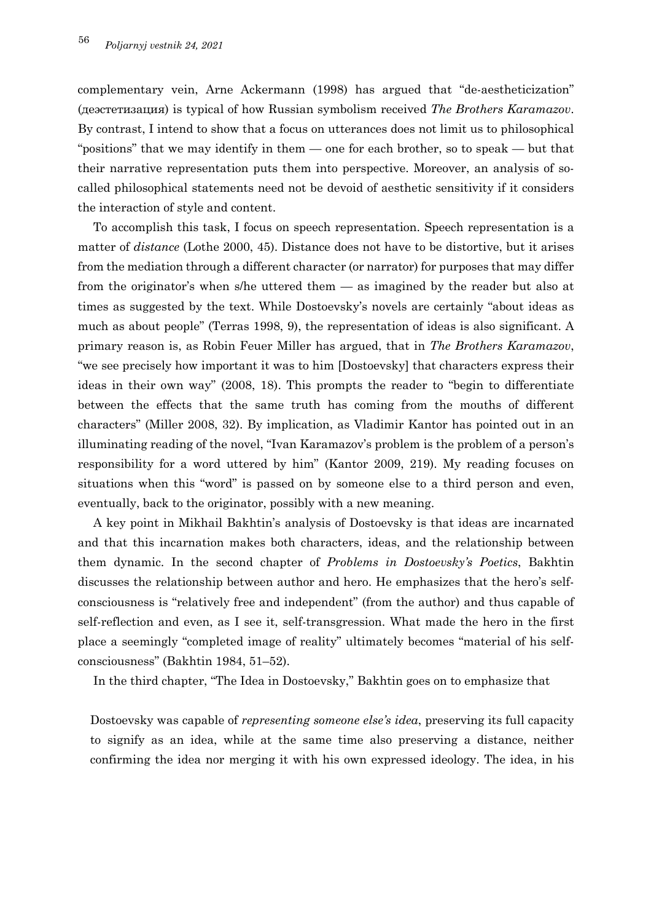complementary vein, Arne Ackermann (1998) has argued that "de-aestheticization" (деэстетизация) is typical of how Russian symbolism received *The Brothers Karamazov*. By contrast, I intend to show that a focus on utterances does not limit us to philosophical "positions" that we may identify in them — one for each brother, so to speak — but that their narrative representation puts them into perspective. Moreover, an analysis of so-called philosophical statements need not be devoid of aesthetic sensitivity if it considers the interaction of style and content.

To accomplish this task, I focus on speech representation. Speech representation is a matter of *distance* (Lothe 2000, 45). Distance does not have to be distortive, but it arises from the mediation through a different character (or narrator) for purposes that may differ from the originator's when s/he uttered them — as imagined by the reader but also at times as suggested by the text. While Dostoevsky's novels are certainly "about ideas as much as about people" (Terras 1998, 9), the representation of ideas is also significant. A primary reason is, as Robin Feuer Miller has argued, that in *The Brothers Karamazov*, "we see precisely how important it was to him [Dostoevsky] that characters express their ideas in their own way" (2008, 18). This prompts the reader to "begin to differentiate between the effects that the same truth has coming from the mouths of different characters" (Miller 2008, 32). By implication, as Vladimir Kantor has pointed out in an illuminating reading of the novel, "Ivan Karamazov's problem is the problem of a person's responsibility for a word uttered by him" (Kantor 2009, 219). My reading focuses on situations when this "word" is passed on by someone else to a third person and even, eventually, back to the originator, possibly with a new meaning.

A key point in Mikhail Bakhtin's analysis of Dostoevsky is that ideas are incarnated and that this incarnation makes both characters, ideas, and the relationship between them dynamic. In the second chapter of *Problems in Dostoevsky's Poetics*, Bakhtin discusses the relationship between author and hero. He emphasizes that the hero's self-consciousness is "relatively free and independent" (from the author) and thus capable of self-reflection and even, as I see it, self-transgression. What made the hero in the first place a seemingly "completed image of reality" ultimately becomes "material of his self-consciousness" (Bakhtin 1984, 51–52).

In the third chapter, "The Idea in Dostoevsky," Bakhtin goes on to emphasize that

> Dostoevsky was capable of *representing someone else's idea*, preserving its full capacity to signify as an idea, while at the same time also preserving a distance, neither confirming the idea nor merging it with his own expressed ideology. The idea, in his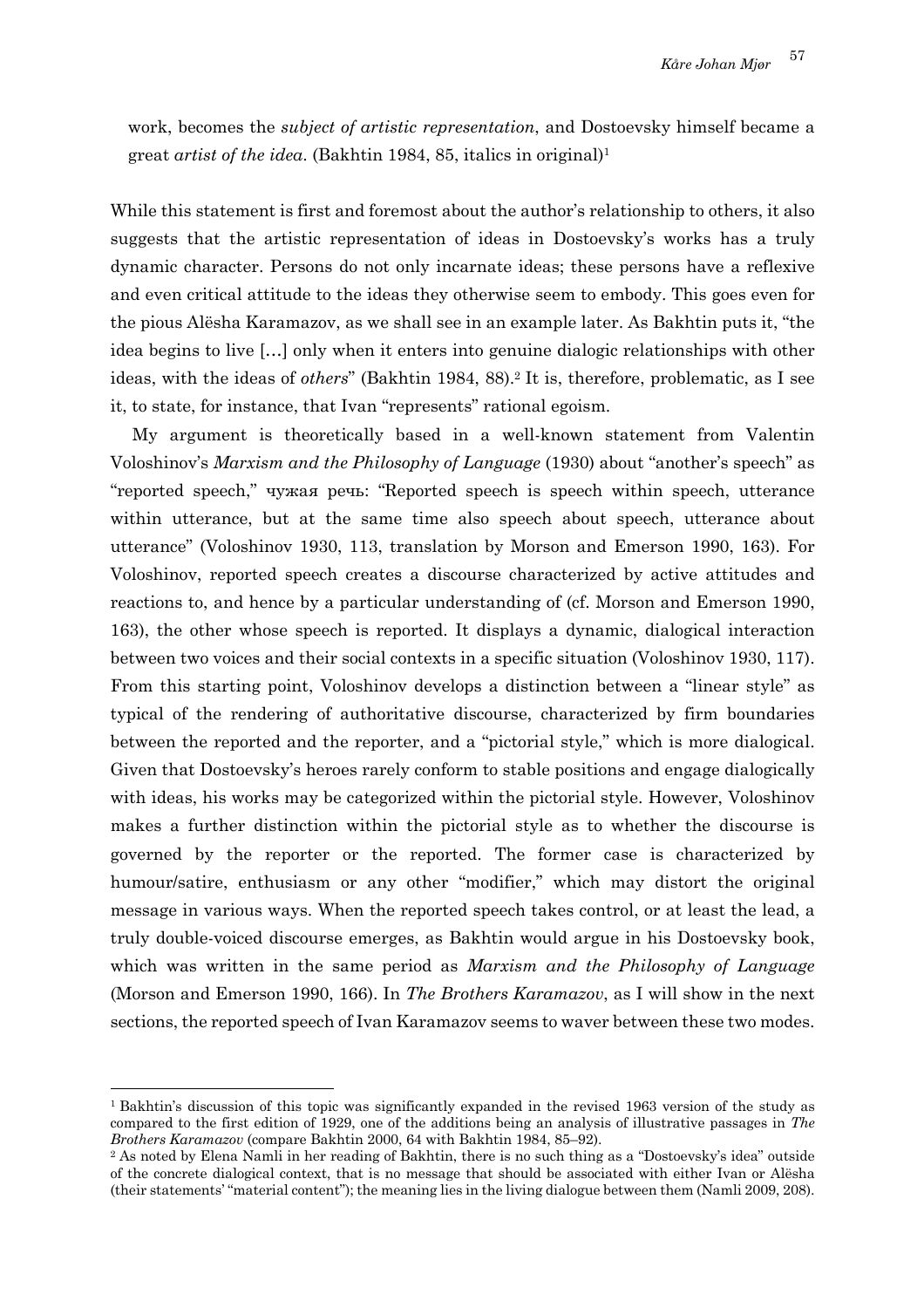work, becomes the *subject of artistic representation*, and Dostoevsky himself became a great *artist of the idea*. (Bakhtin 1984, 85, italics in original)[1]

While this statement is first and foremost about the author's relationship to others, it also suggests that the artistic representation of ideas in Dostoevsky's works has a truly dynamic character. Persons do not only incarnate ideas; these persons have a reflexive and even critical attitude to the ideas they otherwise seem to embody. This goes even for the pious Alësha Karamazov, as we shall see in an example later. As Bakhtin puts it, "the idea begins to live […] only when it enters into genuine dialogic relationships with other ideas, with the ideas of *others*" (Bakhtin 1984, 88).[2] It is, therefore, problematic, as I see it, to state, for instance, that Ivan "represents" rational egoism.

My argument is theoretically based in a well-known statement from Valentin Voloshinov's *Marxism and the Philosophy of Language* (1930) about "another's speech" as "reported speech," чужая речь: "Reported speech is speech within speech, utterance within utterance, but at the same time also speech about speech, utterance about utterance" (Voloshinov 1930, 113, translation by Morson and Emerson 1990, 163). For Voloshinov, reported speech creates a discourse characterized by active attitudes and reactions to, and hence by a particular understanding of (cf. Morson and Emerson 1990, 163), the other whose speech is reported. It displays a dynamic, dialogical interaction between two voices and their social contexts in a specific situation (Voloshinov 1930, 117). From this starting point, Voloshinov develops a distinction between a "linear style" as typical of the rendering of authoritative discourse, characterized by firm boundaries between the reported and the reporter, and a "pictorial style," which is more dialogical. Given that Dostoevsky's heroes rarely conform to stable positions and engage dialogically with ideas, his works may be categorized within the pictorial style. However, Voloshinov makes a further distinction within the pictorial style as to whether the discourse is governed by the reporter or the reported. The former case is characterized by humour/satire, enthusiasm or any other "modifier," which may distort the original message in various ways. When the reported speech takes control, or at least the lead, a truly double-voiced discourse emerges, as Bakhtin would argue in his Dostoevsky book, which was written in the same period as *Marxism and the Philosophy of Language* (Morson and Emerson 1990, 166). In *The Brothers Karamazov*, as I will show in the next sections, the reported speech of Ivan Karamazov seems to waver between these two modes.

---

[1] Bakhtin's discussion of this topic was significantly expanded in the revised 1963 version of the study as compared to the first edition of 1929, one of the additions being an analysis of illustrative passages in *The Brothers Karamazov* (compare Bakhtin 2000, 64 with Bakhtin 1984, 85–92).

[2] As noted by Elena Namli in her reading of Bakhtin, there is no such thing as a "Dostoevsky's idea" outside of the concrete dialogical context, that is no message that should be associated with either Ivan or Alësha (their statements' "material content"); the meaning lies in the living dialogue between them (Namli 2009, 208).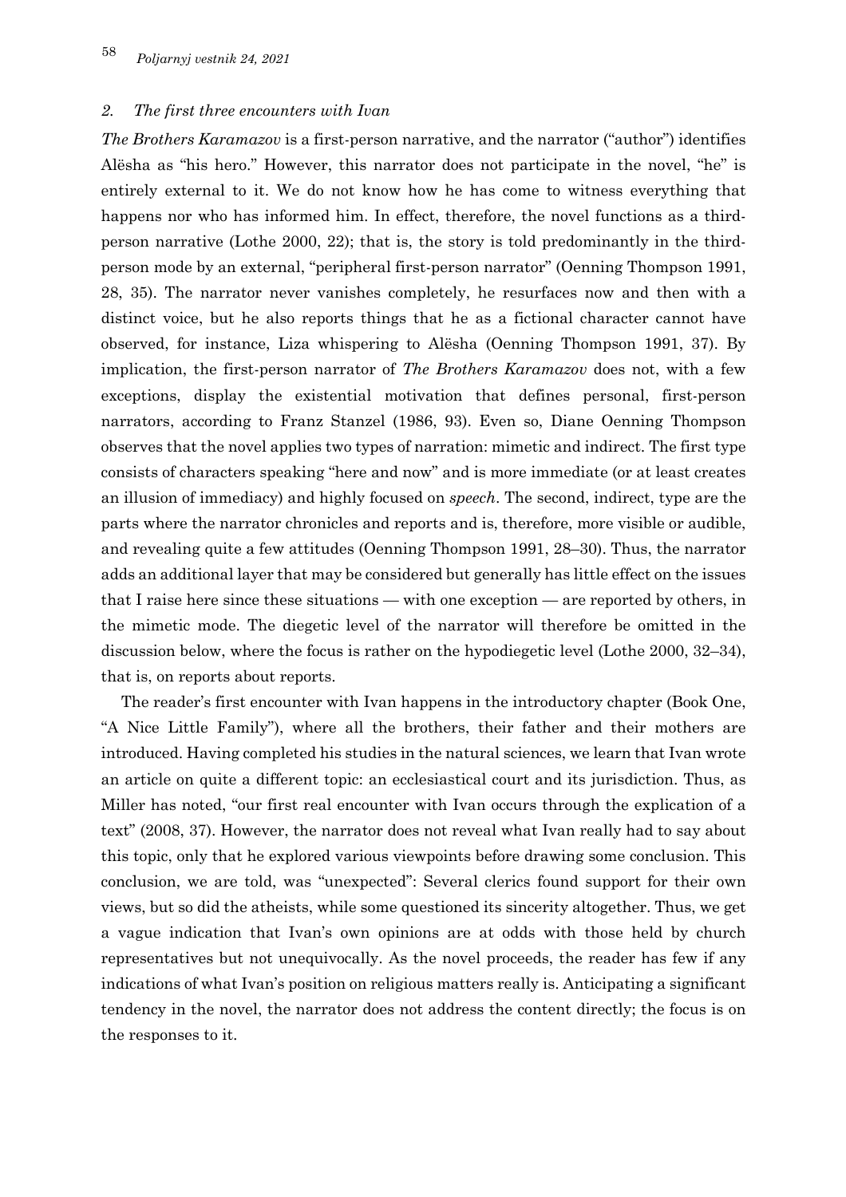## *2. The first three encounters with Ivan*

*The Brothers Karamazov* is a first-person narrative, and the narrator ("author") identifies Alësha as "his hero." However, this narrator does not participate in the novel, "he" is entirely external to it. We do not know how he has come to witness everything that happens nor who has informed him. In effect, therefore, the novel functions as a third-person narrative (Lothe 2000, 22); that is, the story is told predominantly in the third-person mode by an external, "peripheral first-person narrator" (Oenning Thompson 1991, 28, 35). The narrator never vanishes completely, he resurfaces now and then with a distinct voice, but he also reports things that he as a fictional character cannot have observed, for instance, Liza whispering to Alësha (Oenning Thompson 1991, 37). By implication, the first-person narrator of *The Brothers Karamazov* does not, with a few exceptions, display the existential motivation that defines personal, first-person narrators, according to Franz Stanzel (1986, 93). Even so, Diane Oenning Thompson observes that the novel applies two types of narration: mimetic and indirect. The first type consists of characters speaking "here and now" and is more immediate (or at least creates an illusion of immediacy) and highly focused on *speech*. The second, indirect, type are the parts where the narrator chronicles and reports and is, therefore, more visible or audible, and revealing quite a few attitudes (Oenning Thompson 1991, 28–30). Thus, the narrator adds an additional layer that may be considered but generally has little effect on the issues that I raise here since these situations — with one exception — are reported by others, in the mimetic mode. The diegetic level of the narrator will therefore be omitted in the discussion below, where the focus is rather on the hypodiegetic level (Lothe 2000, 32–34), that is, on reports about reports.

The reader's first encounter with Ivan happens in the introductory chapter (Book One, "A Nice Little Family"), where all the brothers, their father and their mothers are introduced. Having completed his studies in the natural sciences, we learn that Ivan wrote an article on quite a different topic: an ecclesiastical court and its jurisdiction. Thus, as Miller has noted, "our first real encounter with Ivan occurs through the explication of a text" (2008, 37). However, the narrator does not reveal what Ivan really had to say about this topic, only that he explored various viewpoints before drawing some conclusion. This conclusion, we are told, was "unexpected": Several clerics found support for their own views, but so did the atheists, while some questioned its sincerity altogether. Thus, we get a vague indication that Ivan's own opinions are at odds with those held by church representatives but not unequivocally. As the novel proceeds, the reader has few if any indications of what Ivan's position on religious matters really is. Anticipating a significant tendency in the novel, the narrator does not address the content directly; the focus is on the responses to it.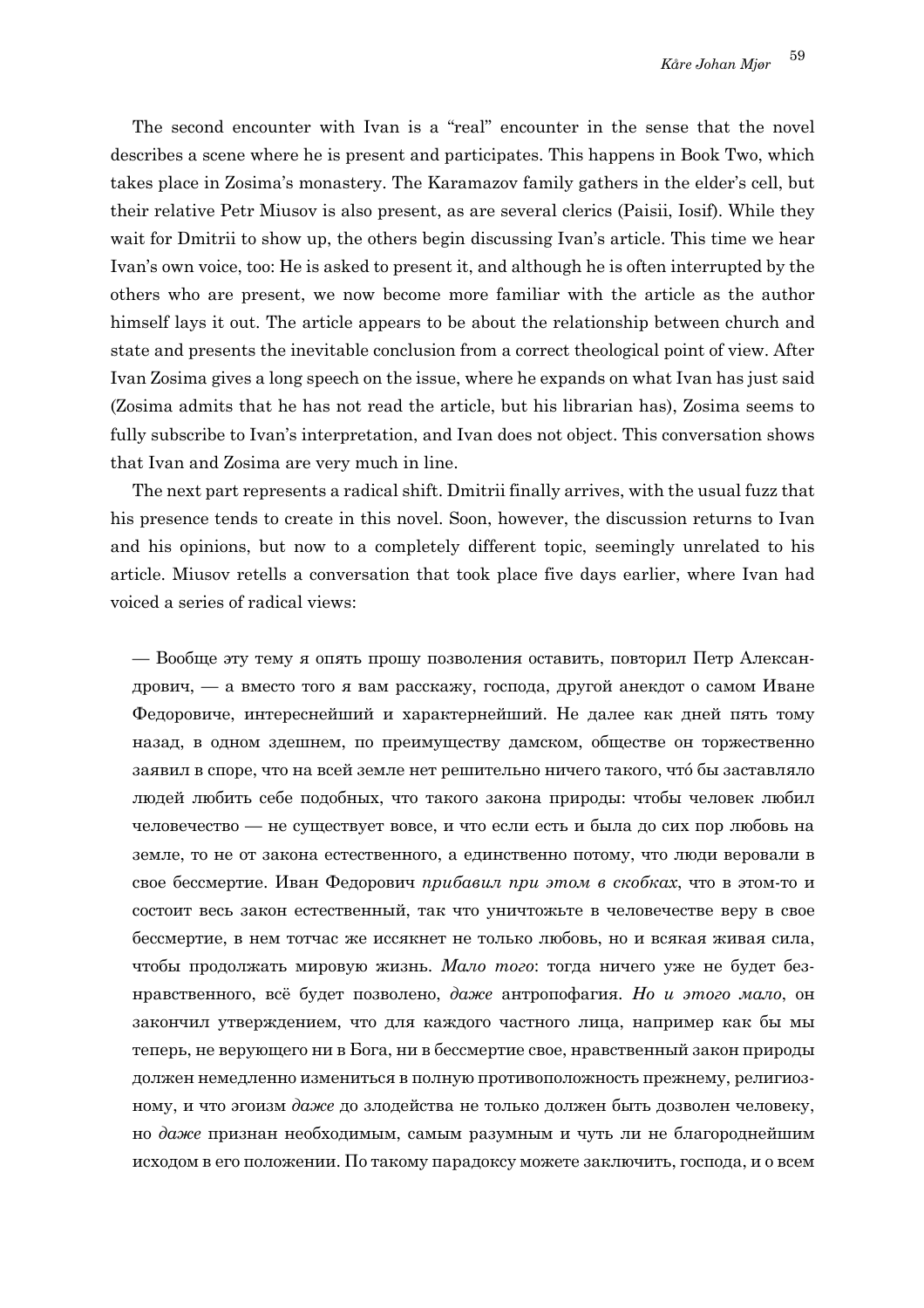The second encounter with Ivan is a "real" encounter in the sense that the novel describes a scene where he is present and participates. This happens in Book Two, which takes place in Zosima's monastery. The Karamazov family gathers in the elder's cell, but their relative Petr Miusov is also present, as are several clerics (Paisii, Iosif). While they wait for Dmitrii to show up, the others begin discussing Ivan's article. This time we hear Ivan's own voice, too: He is asked to present it, and although he is often interrupted by the others who are present, we now become more familiar with the article as the author himself lays it out. The article appears to be about the relationship between church and state and presents the inevitable conclusion from a correct theological point of view. After Ivan Zosima gives a long speech on the issue, where he expands on what Ivan has just said (Zosima admits that he has not read the article, but his librarian has), Zosima seems to fully subscribe to Ivan's interpretation, and Ivan does not object. This conversation shows that Ivan and Zosima are very much in line.

The next part represents a radical shift. Dmitrii finally arrives, with the usual fuzz that his presence tends to create in this novel. Soon, however, the discussion returns to Ivan and his opinions, but now to a completely different topic, seemingly unrelated to his article. Miusov retells a conversation that took place five days earlier, where Ivan had voiced a series of radical views:

> — Вообще эту тему я опять прошу позволения оставить, повторил Петр Александрович, — а вместо того я вам расскажу, господа, другой анекдот о самом Иване Федоровиче, интереснейший и характернейший. Не далее как дней пять тому назад, в одном здешнем, по преимуществу дамском, обществе он торжественно заявил в споре, что на всей земле нет решительно ничего такого, что́ бы заставляло людей любить себе подобных, что такого закона природы: чтобы человек любил человечество — не существует вовсе, и что если есть и была до сих пор любовь на земле, то не от закона естественного, а единственно потому, что люди веровали в свое бессмертие. Иван Федорович *прибавил при этом в скобках*, что в этом-то и состоит весь закон естественный, так что уничтожьте в человечестве веру в свое бессмертие, в нем тотчас же иссякнет не только любовь, но и всякая живая сила, чтобы продолжать мировую жизнь. *Мало того*: тогда ничего уже не будет безнравственного, всё будет позволено, *даже* антропофагия. *Но и этого мало*, он закончил утверждением, что для каждого частного лица, например как бы мы теперь, не верующего ни в Бога, ни в бессмертие свое, нравственный закон природы должен немедленно измениться в полную противоположность прежнему, религиозному, и что эгоизм *даже* до злодейства не только должен быть дозволен человеку, но *даже* признан необходимым, самым разумным и чуть ли не благороднейшим исходом в его положении. По такому парадоксу можете заключить, господа, и о всем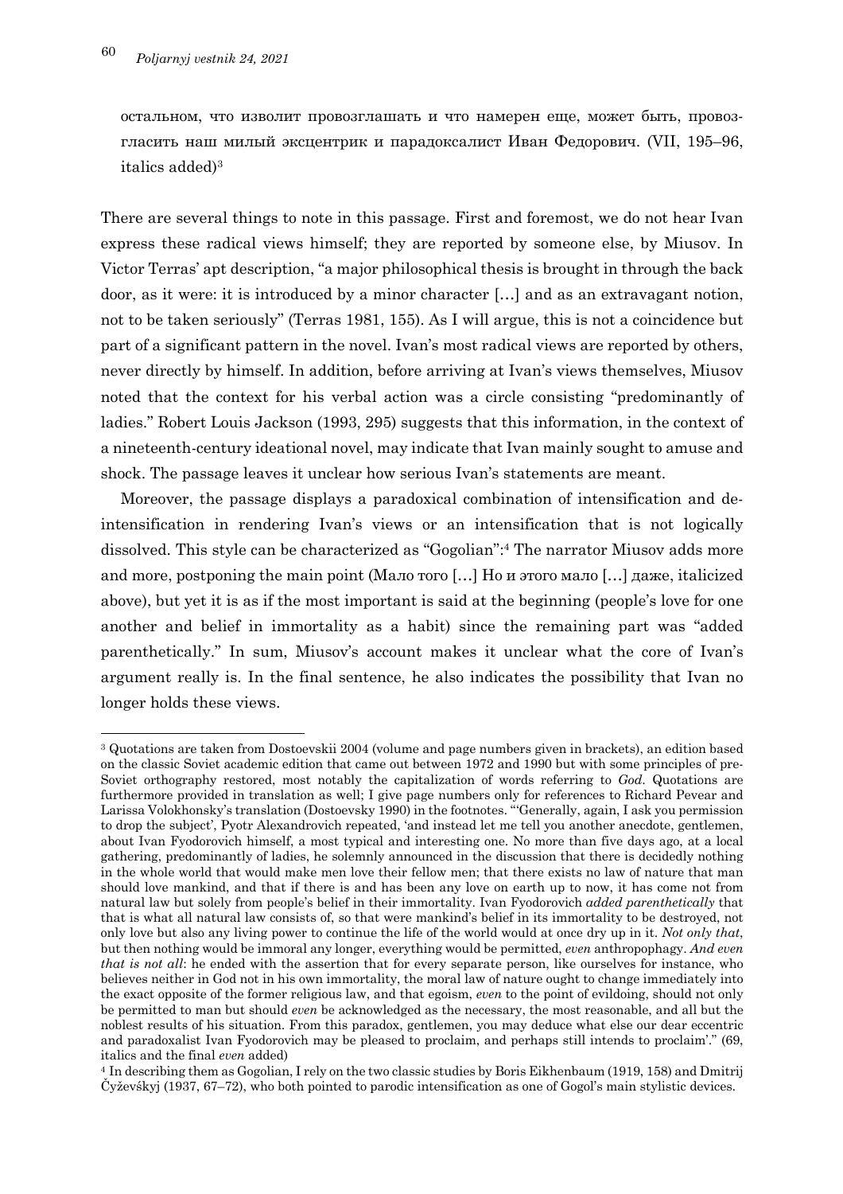остальном, что изволит провозглашать и что намерен еще, может быть, провозгласить наш милый эксцентрик и парадоксалист Иван Федорович. (VII, 195–96, italics added)[3]

There are several things to note in this passage. First and foremost, we do not hear Ivan express these radical views himself; they are reported by someone else, by Miusov. In Victor Terras' apt description, "a major philosophical thesis is brought in through the back door, as it were: it is introduced by a minor character […] and as an extravagant notion, not to be taken seriously" (Terras 1981, 155). As I will argue, this is not a coincidence but part of a significant pattern in the novel. Ivan's most radical views are reported by others, never directly by himself. In addition, before arriving at Ivan's views themselves, Miusov noted that the context for his verbal action was a circle consisting "predominantly of ladies." Robert Louis Jackson (1993, 295) suggests that this information, in the context of a nineteenth-century ideational novel, may indicate that Ivan mainly sought to amuse and shock. The passage leaves it unclear how serious Ivan's statements are meant.

Moreover, the passage displays a paradoxical combination of intensification and de-intensification in rendering Ivan's views or an intensification that is not logically dissolved. This style can be characterized as "Gogolian":[4] The narrator Miusov adds more and more, postponing the main point (Мало того […] Но и этого мало […] даже, italicized above), but yet it is as if the most important is said at the beginning (people's love for one another and belief in immortality as a habit) since the remaining part was "added parenthetically." In sum, Miusov's account makes it unclear what the core of Ivan's argument really is. In the final sentence, he also indicates the possibility that Ivan no longer holds these views.

---

[3] Quotations are taken from Dostoevskii 2004 (volume and page numbers given in brackets), an edition based on the classic Soviet academic edition that came out between 1972 and 1990 but with some principles of pre-Soviet orthography restored, most notably the capitalization of words referring to *God*. Quotations are furthermore provided in translation as well; I give page numbers only for references to Richard Pevear and Larissa Volokhonsky's translation (Dostoevsky 1990) in the footnotes. "'Generally, again, I ask you permission to drop the subject', Pyotr Alexandrovich repeated, 'and instead let me tell you another anecdote, gentlemen, about Ivan Fyodorovich himself, a most typical and interesting one. No more than five days ago, at a local gathering, predominantly of ladies, he solemnly announced in the discussion that there is decidedly nothing in the whole world that would make men love their fellow men; that there exists no law of nature that man should love mankind, and that if there is and has been any love on earth up to now, it has come not from natural law but solely from people's belief in their immortality. Ivan Fyodorovich *added parenthetically* that that is what all natural law consists of, so that were mankind's belief in its immortality to be destroyed, not only love but also any living power to continue the life of the world would at once dry up in it. *Not only that*, but then nothing would be immoral any longer, everything would be permitted, *even* anthropophagy. *And even that is not all*: he ended with the assertion that for every separate person, like ourselves for instance, who believes neither in God not in his own immortality, the moral law of nature ought to change immediately into the exact opposite of the former religious law, and that egoism, *even* to the point of evildoing, should not only be permitted to man but should *even* be acknowledged as the necessary, the most reasonable, and all but the noblest results of his situation. From this paradox, gentlemen, you may deduce what else our dear eccentric and paradoxalist Ivan Fyodorovich may be pleased to proclaim, and perhaps still intends to proclaim'." (69, italics and the final *even* added)

[4] In describing them as Gogolian, I rely on the two classic studies by Boris Eikhenbaum (1919, 158) and Dmitrij Čyževśkyj (1937, 67–72), who both pointed to parodic intensification as one of Gogol's main stylistic devices.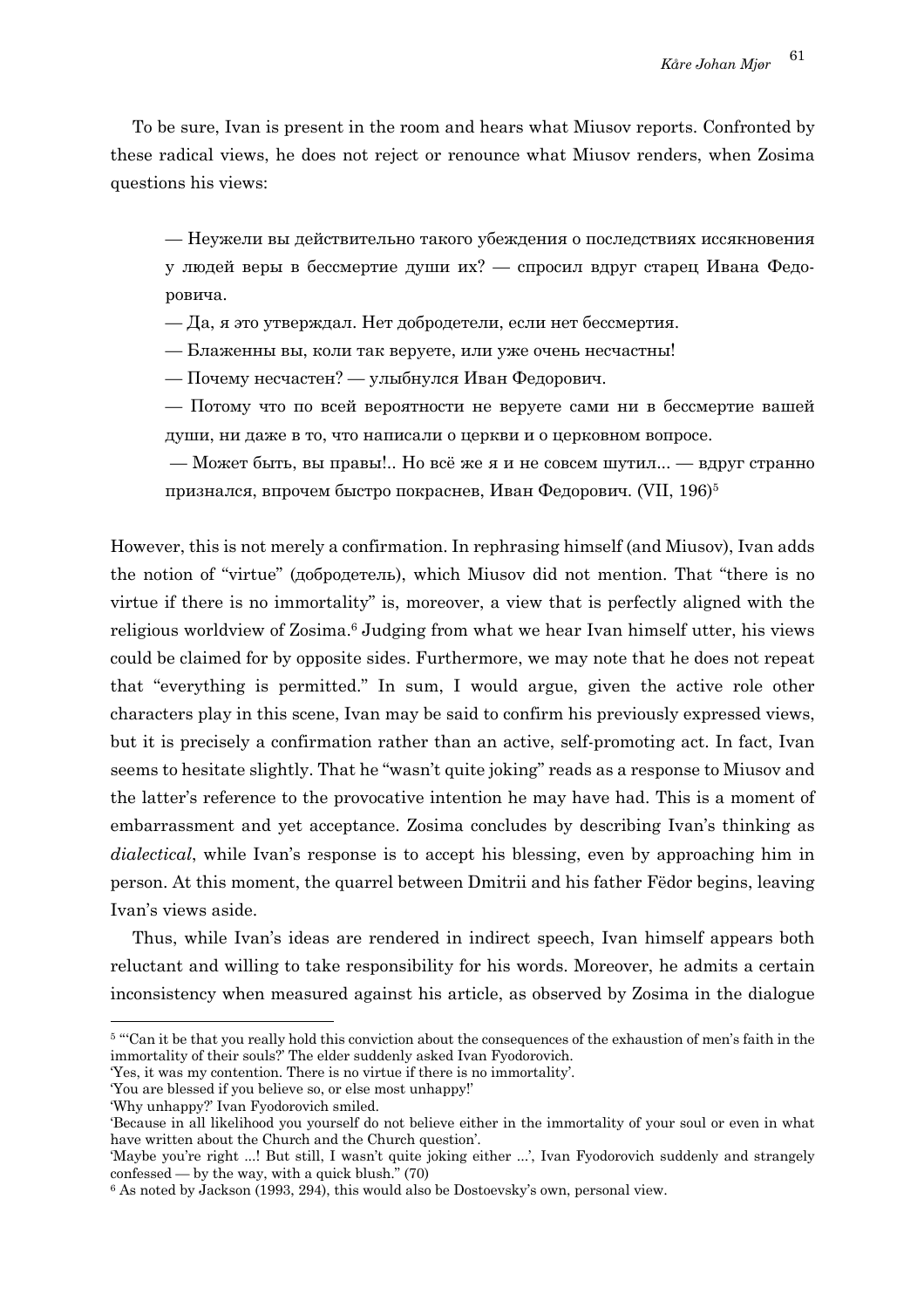To be sure, Ivan is present in the room and hears what Miusov reports. Confronted by these radical views, he does not reject or renounce what Miusov renders, when Zosima questions his views:

> — Неужели вы действительно такого убеждения о последствиях иссякновения у людей веры в бессмертие души их? — спросил вдруг старец Ивана Федоровича.
>
> — Да, я это утверждал. Нет добродетели, если нет бессмертия.
>
> — Блаженны вы, коли так веруете, или уже очень несчастны!
>
> — Почему несчастен? — улыбнулся Иван Федорович.
>
> — Потому что по всей вероятности не веруете сами ни в бессмертие вашей души, ни даже в то, что написали о церкви и о церковном вопросе.
>
> — Может быть, вы правы!.. Но всё же я и не совсем шутил... — вдруг странно признался, впрочем быстро покраснев, Иван Федорович. (VII, 196)[5]

However, this is not merely a confirmation. In rephrasing himself (and Miusov), Ivan adds the notion of "virtue" (добродетель), which Miusov did not mention. That "there is no virtue if there is no immortality" is, moreover, a view that is perfectly aligned with the religious worldview of Zosima.[6] Judging from what we hear Ivan himself utter, his views could be claimed for by opposite sides. Furthermore, we may note that he does not repeat that "everything is permitted." In sum, I would argue, given the active role other characters play in this scene, Ivan may be said to confirm his previously expressed views, but it is precisely a confirmation rather than an active, self-promoting act. In fact, Ivan seems to hesitate slightly. That he "wasn't quite joking" reads as a response to Miusov and the latter's reference to the provocative intention he may have had. This is a moment of embarrassment and yet acceptance. Zosima concludes by describing Ivan's thinking as *dialectical*, while Ivan's response is to accept his blessing, even by approaching him in person. At this moment, the quarrel between Dmitrii and his father Fëdor begins, leaving Ivan's views aside.

Thus, while Ivan's ideas are rendered in indirect speech, Ivan himself appears both reluctant and willing to take responsibility for his words. Moreover, he admits a certain inconsistency when measured against his article, as observed by Zosima in the dialogue

---

[5] "'Can it be that you really hold this conviction about the consequences of the exhaustion of men's faith in the immortality of their souls?' The elder suddenly asked Ivan Fyodorovich.
'Yes, it was my contention. There is no virtue if there is no immortality'.
'You are blessed if you believe so, or else most unhappy!'
'Why unhappy?' Ivan Fyodorovich smiled.
'Because in all likelihood you yourself do not believe either in the immortality of your soul or even in what have written about the Church and the Church question'.
'Maybe you're right ...! But still, I wasn't quite joking either ...', Ivan Fyodorovich suddenly and strangely confessed — by the way, with a quick blush." (70)

[6] As noted by Jackson (1993, 294), this would also be Dostoevsky's own, personal view.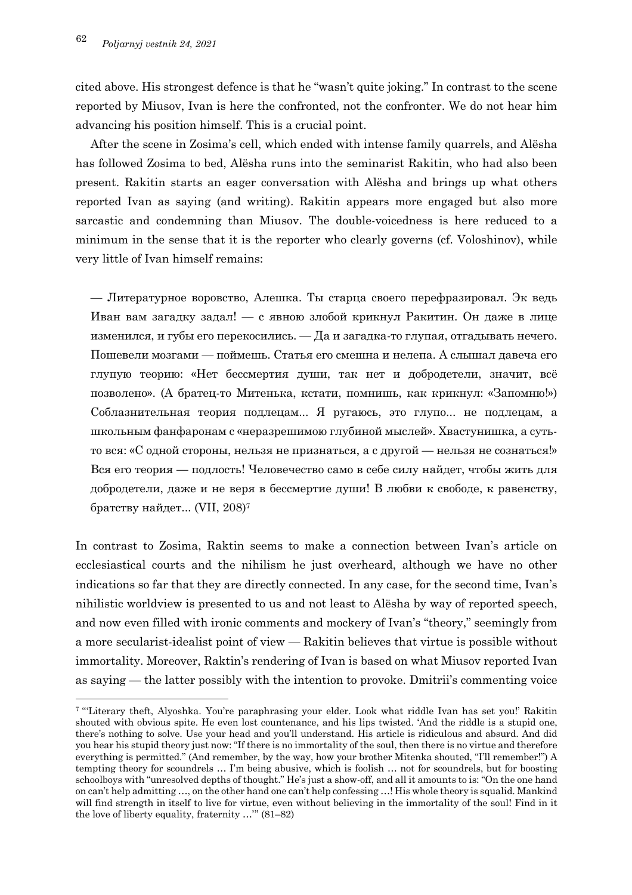cited above. His strongest defence is that he "wasn't quite joking." In contrast to the scene reported by Miusov, Ivan is here the confronted, not the confronter. We do not hear him advancing his position himself. This is a crucial point.

After the scene in Zosima's cell, which ended with intense family quarrels, and Alësha has followed Zosima to bed, Alësha runs into the seminarist Rakitin, who had also been present. Rakitin starts an eager conversation with Alësha and brings up what others reported Ivan as saying (and writing). Rakitin appears more engaged but also more sarcastic and condemning than Miusov. The double-voicedness is here reduced to a minimum in the sense that it is the reporter who clearly governs (cf. Voloshinov), while very little of Ivan himself remains:

> — Литературное воровство, Алешка. Ты старца своего перефразировал. Эк ведь Иван вам загадку задал! — с явною злобой крикнул Ракитин. Он даже в лице изменился, и губы его перекосились. — Да и загадка-то глупая, отгадывать нечего. Пошевели мозгами — поймешь. Статья его смешна и нелепа. А слышал давеча его глупую теорию: «Нет бессмертия души, так нет и добродетели, значит, всё позволено». (А братец-то Митенька, кстати, помнишь, как крикнул: «Запомню!») Соблазнительная теория подлецам... Я ругаюсь, это глупо... не подлецам, а школьным фанфаронам с «неразрешимою глубиной мыслей». Хвастунишка, а суть-то вся: «С одной стороны, нельзя не признаться, а с другой — нельзя не сознаться!» Вся его теория — подлость! Человечество само в себе силу найдет, чтобы жить для добродетели, даже и не веря в бессмертие души! В любви к свободе, к равенству, братству найдет... (VII, 208)[7]

In contrast to Zosima, Raktin seems to make a connection between Ivan's article on ecclesiastical courts and the nihilism he just overheard, although we have no other indications so far that they are directly connected. In any case, for the second time, Ivan's nihilistic worldview is presented to us and not least to Alësha by way of reported speech, and now even filled with ironic comments and mockery of Ivan's "theory," seemingly from a more secularist-idealist point of view — Rakitin believes that virtue is possible without immortality. Moreover, Raktin's rendering of Ivan is based on what Miusov reported Ivan as saying — the latter possibly with the intention to provoke. Dmitrii's commenting voice

---

[7] "'Literary theft, Alyoshka. You're paraphrasing your elder. Look what riddle Ivan has set you!' Rakitin shouted with obvious spite. He even lost countenance, and his lips twisted. 'And the riddle is a stupid one, there's nothing to solve. Use your head and you'll understand. His article is ridiculous and absurd. And did you hear his stupid theory just now: "If there is no immortality of the soul, then there is no virtue and therefore everything is permitted." (And remember, by the way, how your brother Mitenka shouted, "I'll remember!") A tempting theory for scoundrels … I'm being abusive, which is foolish … not for scoundrels, but for boosting schoolboys with "unresolved depths of thought." He's just a show-off, and all it amounts to is: "On the one hand on can't help admitting …, on the other hand one can't help confessing …! His whole theory is squalid. Mankind will find strength in itself to live for virtue, even without believing in the immortality of the soul! Find in it the love of liberty equality, fraternity …'" (81–82)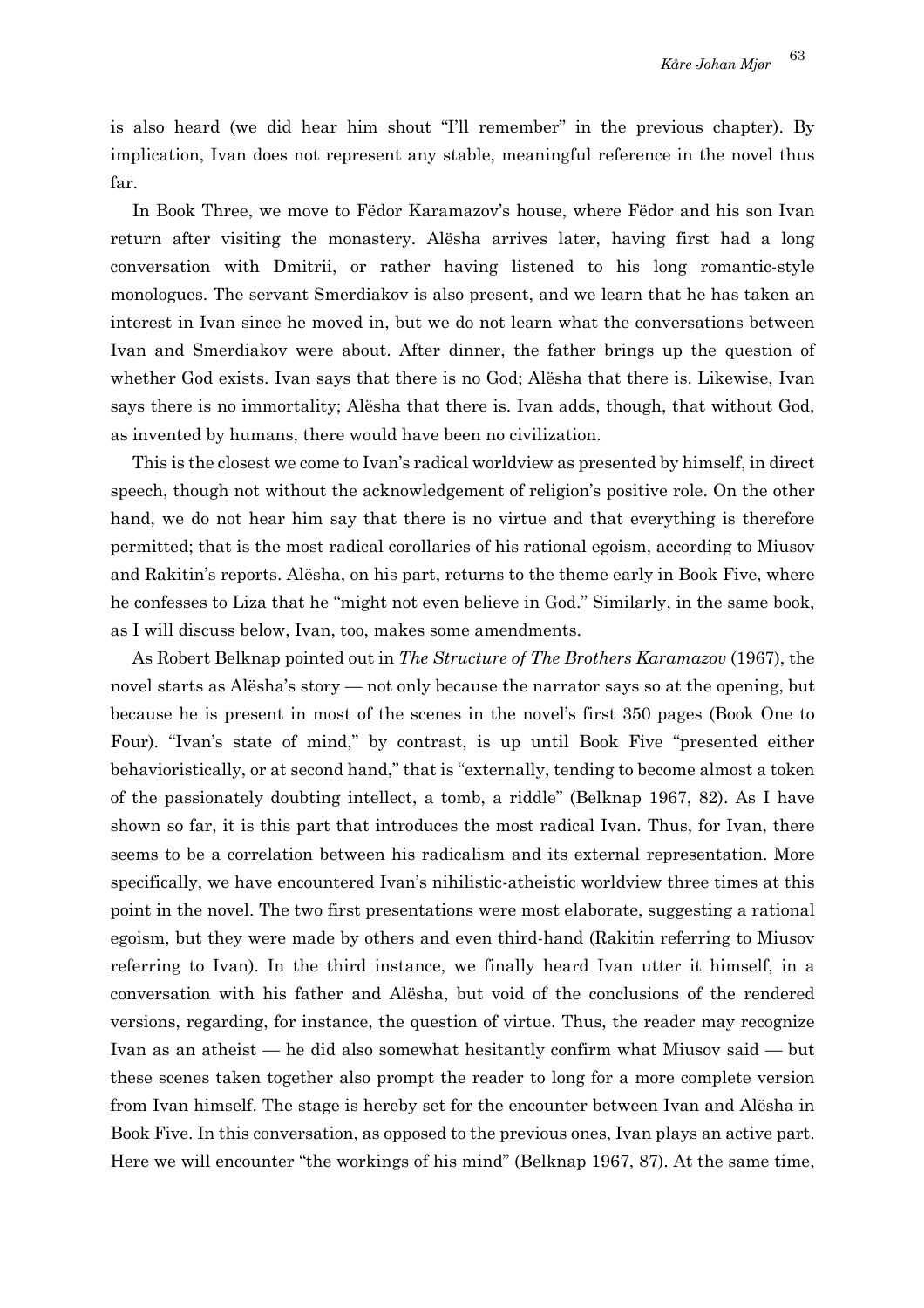is also heard (we did hear him shout "I'll remember" in the previous chapter). By implication, Ivan does not represent any stable, meaningful reference in the novel thus far.

In Book Three, we move to Fëdor Karamazov's house, where Fëdor and his son Ivan return after visiting the monastery. Alësha arrives later, having first had a long conversation with Dmitrii, or rather having listened to his long romantic-style monologues. The servant Smerdiakov is also present, and we learn that he has taken an interest in Ivan since he moved in, but we do not learn what the conversations between Ivan and Smerdiakov were about. After dinner, the father brings up the question of whether God exists. Ivan says that there is no God; Alësha that there is. Likewise, Ivan says there is no immortality; Alësha that there is. Ivan adds, though, that without God, as invented by humans, there would have been no civilization.

This is the closest we come to Ivan's radical worldview as presented by himself, in direct speech, though not without the acknowledgement of religion's positive role. On the other hand, we do not hear him say that there is no virtue and that everything is therefore permitted; that is the most radical corollaries of his rational egoism, according to Miusov and Rakitin's reports. Alësha, on his part, returns to the theme early in Book Five, where he confesses to Liza that he "might not even believe in God." Similarly, in the same book, as I will discuss below, Ivan, too, makes some amendments.

As Robert Belknap pointed out in *The Structure of The Brothers Karamazov* (1967), the novel starts as Alësha's story — not only because the narrator says so at the opening, but because he is present in most of the scenes in the novel's first 350 pages (Book One to Four). "Ivan's state of mind," by contrast, is up until Book Five "presented either behavioristically, or at second hand," that is "externally, tending to become almost a token of the passionately doubting intellect, a tomb, a riddle" (Belknap 1967, 82). As I have shown so far, it is this part that introduces the most radical Ivan. Thus, for Ivan, there seems to be a correlation between his radicalism and its external representation. More specifically, we have encountered Ivan's nihilistic-atheistic worldview three times at this point in the novel. The two first presentations were most elaborate, suggesting a rational egoism, but they were made by others and even third-hand (Rakitin referring to Miusov referring to Ivan). In the third instance, we finally heard Ivan utter it himself, in a conversation with his father and Alësha, but void of the conclusions of the rendered versions, regarding, for instance, the question of virtue. Thus, the reader may recognize Ivan as an atheist — he did also somewhat hesitantly confirm what Miusov said — but these scenes taken together also prompt the reader to long for a more complete version from Ivan himself. The stage is hereby set for the encounter between Ivan and Alësha in Book Five. In this conversation, as opposed to the previous ones, Ivan plays an active part. Here we will encounter "the workings of his mind" (Belknap 1967, 87). At the same time,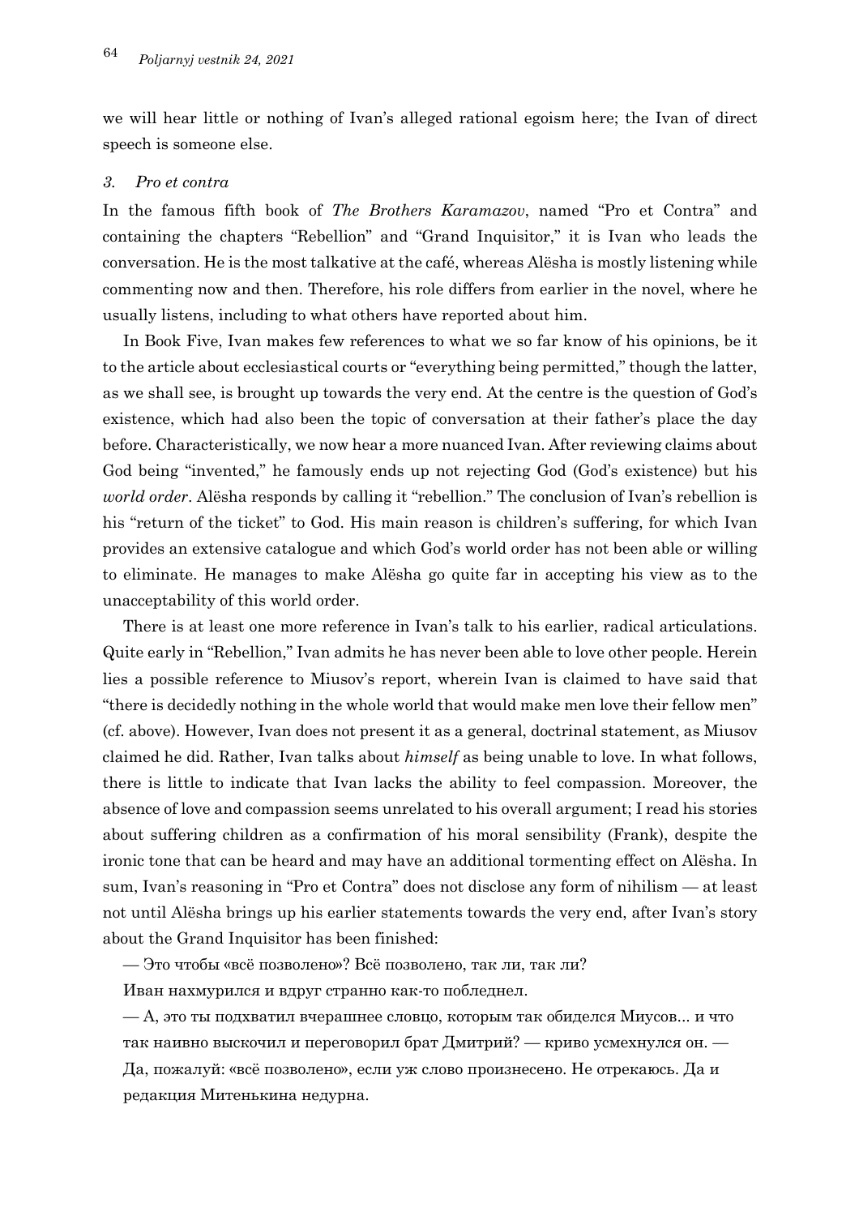we will hear little or nothing of Ivan's alleged rational egoism here; the Ivan of direct speech is someone else.

### *3. Pro et contra*

In the famous fifth book of *The Brothers Karamazov*, named "Pro et Contra" and containing the chapters "Rebellion" and "Grand Inquisitor," it is Ivan who leads the conversation. He is the most talkative at the café, whereas Alësha is mostly listening while commenting now and then. Therefore, his role differs from earlier in the novel, where he usually listens, including to what others have reported about him.

In Book Five, Ivan makes few references to what we so far know of his opinions, be it to the article about ecclesiastical courts or "everything being permitted," though the latter, as we shall see, is brought up towards the very end. At the centre is the question of God's existence, which had also been the topic of conversation at their father's place the day before. Characteristically, we now hear a more nuanced Ivan. After reviewing claims about God being "invented," he famously ends up not rejecting God (God's existence) but his *world order*. Alësha responds by calling it "rebellion." The conclusion of Ivan's rebellion is his "return of the ticket" to God. His main reason is children's suffering, for which Ivan provides an extensive catalogue and which God's world order has not been able or willing to eliminate. He manages to make Alësha go quite far in accepting his view as to the unacceptability of this world order.

There is at least one more reference in Ivan's talk to his earlier, radical articulations. Quite early in "Rebellion," Ivan admits he has never been able to love other people. Herein lies a possible reference to Miusov's report, wherein Ivan is claimed to have said that "there is decidedly nothing in the whole world that would make men love their fellow men" (cf. above). However, Ivan does not present it as a general, doctrinal statement, as Miusov claimed he did. Rather, Ivan talks about *himself* as being unable to love. In what follows, there is little to indicate that Ivan lacks the ability to feel compassion. Moreover, the absence of love and compassion seems unrelated to his overall argument; I read his stories about suffering children as a confirmation of his moral sensibility (Frank), despite the ironic tone that can be heard and may have an additional tormenting effect on Alësha. In sum, Ivan's reasoning in "Pro et Contra" does not disclose any form of nihilism — at least not until Alësha brings up his earlier statements towards the very end, after Ivan's story about the Grand Inquisitor has been finished:

— Это чтобы «всё позволено»? Всё позволено, так ли, так ли?

Иван нахмурился и вдруг странно как-то побледнел.

— А, это ты подхватил вчерашнее словцо, которым так обиделся Миусов... и что так наивно выскочил и переговорил брат Дмитрий? — криво усмехнулся он. — Да, пожалуй: «всё позволено», если уж слово произнесено. Не отрекаюсь. Да и редакция Митенькина недурна.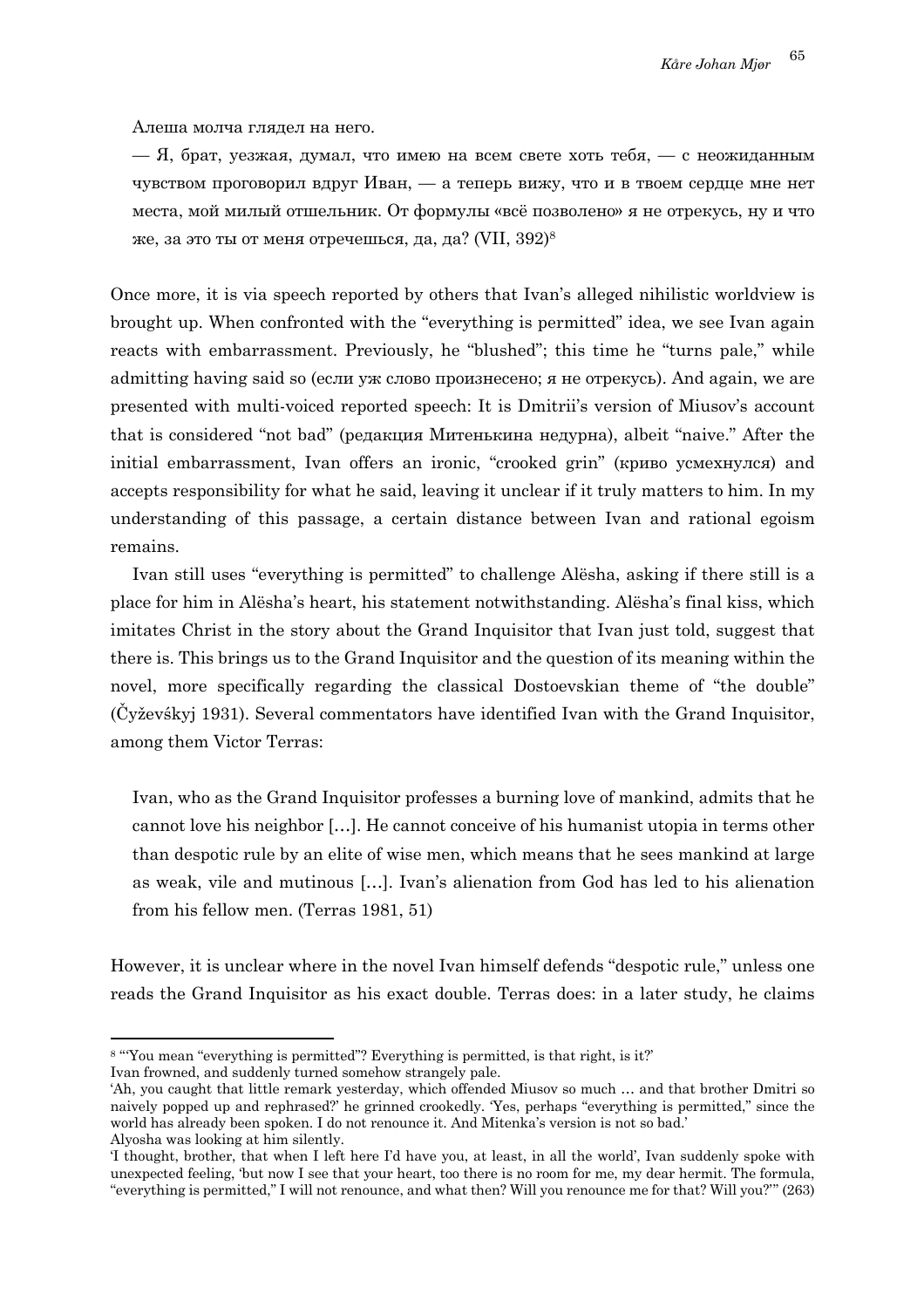Алеша молча глядел на него.

— Я, брат, уезжая, думал, что имею на всем свете хоть тебя, — с неожиданным чувством проговорил вдруг Иван, — а теперь вижу, что и в твоем сердце мне нет места, мой милый отшельник. От формулы «всё позволено» я не отрекусь, ну и что же, за это ты от меня отречешься, да, да? (VII, 392)[8]

Once more, it is via speech reported by others that Ivan's alleged nihilistic worldview is brought up. When confronted with the "everything is permitted" idea, we see Ivan again reacts with embarrassment. Previously, he "blushed"; this time he "turns pale," while admitting having said so (если уж слово произнесено; я не отрекусь). And again, we are presented with multi-voiced reported speech: It is Dmitrii's version of Miusov's account that is considered "not bad" (редакция Митенькина недурна), albeit "naive." After the initial embarrassment, Ivan offers an ironic, "crooked grin" (криво усмехнулся) and accepts responsibility for what he said, leaving it unclear if it truly matters to him. In my understanding of this passage, a certain distance between Ivan and rational egoism remains.

Ivan still uses "everything is permitted" to challenge Alësha, asking if there still is a place for him in Alësha's heart, his statement notwithstanding. Alësha's final kiss, which imitates Christ in the story about the Grand Inquisitor that Ivan just told, suggest that there is. This brings us to the Grand Inquisitor and the question of its meaning within the novel, more specifically regarding the classical Dostoevskian theme of "the double" (Čyževśkyj 1931). Several commentators have identified Ivan with the Grand Inquisitor, among them Victor Terras:

> Ivan, who as the Grand Inquisitor professes a burning love of mankind, admits that he cannot love his neighbor […]. He cannot conceive of his humanist utopia in terms other than despotic rule by an elite of wise men, which means that he sees mankind at large as weak, vile and mutinous […]. Ivan's alienation from God has led to his alienation from his fellow men. (Terras 1981, 51)

However, it is unclear where in the novel Ivan himself defends "despotic rule," unless one reads the Grand Inquisitor as his exact double. Terras does: in a later study, he claims

---

[8] "'You mean "everything is permitted"? Everything is permitted, is that right, is it?'
Ivan frowned, and suddenly turned somehow strangely pale.
'Ah, you caught that little remark yesterday, which offended Miusov so much … and that brother Dmitri so naively popped up and rephrased?' he grinned crookedly. 'Yes, perhaps "everything is permitted," since the world has already been spoken. I do not renounce it. And Mitenka's version is not so bad.'
Alyosha was looking at him silently.
'I thought, brother, that when I left here I'd have you, at least, in all the world', Ivan suddenly spoke with unexpected feeling, 'but now I see that your heart, too there is no room for me, my dear hermit. The formula, "everything is permitted," I will not renounce, and what then? Will you renounce me for that? Will you?'" (263)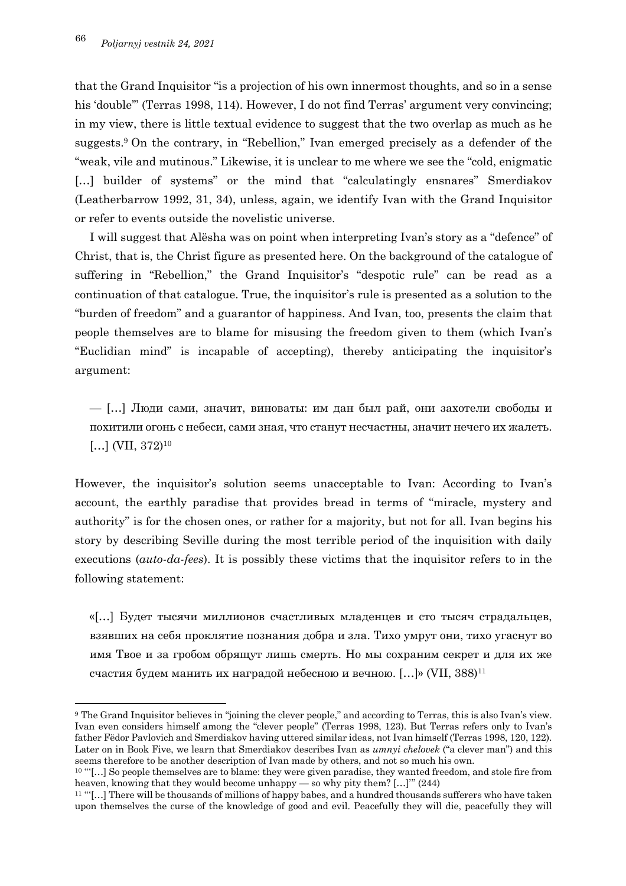that the Grand Inquisitor "is a projection of his own innermost thoughts, and so in a sense his 'double'" (Terras 1998, 114). However, I do not find Terras' argument very convincing; in my view, there is little textual evidence to suggest that the two overlap as much as he suggests.[9] On the contrary, in "Rebellion," Ivan emerged precisely as a defender of the "weak, vile and mutinous." Likewise, it is unclear to me where we see the "cold, enigmatic […] builder of systems" or the mind that "calculatingly ensnares" Smerdiakov (Leatherbarrow 1992, 31, 34), unless, again, we identify Ivan with the Grand Inquisitor or refer to events outside the novelistic universe.

I will suggest that Alësha was on point when interpreting Ivan's story as a "defence" of Christ, that is, the Christ figure as presented here. On the background of the catalogue of suffering in "Rebellion," the Grand Inquisitor's "despotic rule" can be read as a continuation of that catalogue. True, the inquisitor's rule is presented as a solution to the "burden of freedom" and a guarantor of happiness. And Ivan, too, presents the claim that people themselves are to blame for misusing the freedom given to them (which Ivan's "Euclidian mind" is incapable of accepting), thereby anticipating the inquisitor's argument:

> — […] Люди сами, значит, виноваты: им дан был рай, они захотели свободы и похитили огонь с небеси, сами зная, что станут несчастны, значит нечего их жалеть. […] (VII, 372)[10]

However, the inquisitor's solution seems unacceptable to Ivan: According to Ivan's account, the earthly paradise that provides bread in terms of "miracle, mystery and authority" is for the chosen ones, or rather for a majority, but not for all. Ivan begins his story by describing Seville during the most terrible period of the inquisition with daily executions (*auto-da-fees*). It is possibly these victims that the inquisitor refers to in the following statement:

> «[…] Будет тысячи миллионов счастливых младенцев и сто тысяч страдальцев, взявших на себя проклятие познания добра и зла. Тихо умрут они, тихо угаснут во имя Твое и за гробом обрящут лишь смерть. Но мы сохраним секрет и для их же счастия будем манить их наградой небесною и вечною. […]» (VII, 388)[11]

---

[9] The Grand Inquisitor believes in "joining the clever people," and according to Terras, this is also Ivan's view. Ivan even considers himself among the "clever people" (Terras 1998, 123). But Terras refers only to Ivan's father Fëdor Pavlovich and Smerdiakov having uttered similar ideas, not Ivan himself (Terras 1998, 120, 122). Later on in Book Five, we learn that Smerdiakov describes Ivan as *umnyi chelovek* ("a clever man") and this seems therefore to be another description of Ivan made by others, and not so much his own.

[10] "'[…] So people themselves are to blame: they were given paradise, they wanted freedom, and stole fire from heaven, knowing that they would become unhappy — so why pity them? […]'" (244)

[11] "'[…] There will be thousands of millions of happy babes, and a hundred thousands sufferers who have taken upon themselves the curse of the knowledge of good and evil. Peacefully they will die, peacefully they will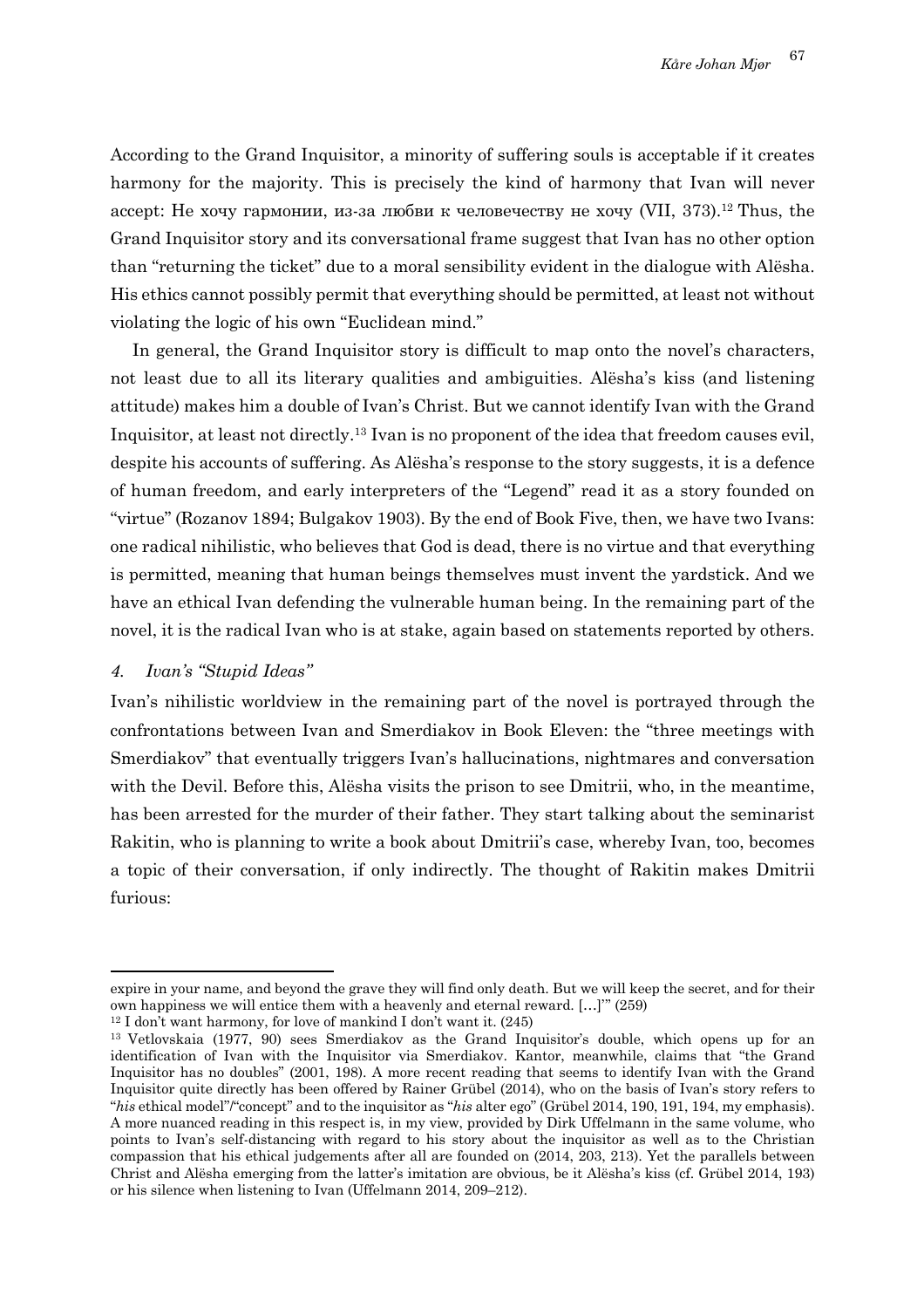According to the Grand Inquisitor, a minority of suffering souls is acceptable if it creates harmony for the majority. This is precisely the kind of harmony that Ivan will never accept: Не хочу гармонии, из-за любви к человечеству не хочу (VII, 373).[12] Thus, the Grand Inquisitor story and its conversational frame suggest that Ivan has no other option than "returning the ticket" due to a moral sensibility evident in the dialogue with Alësha. His ethics cannot possibly permit that everything should be permitted, at least not without violating the logic of his own "Euclidean mind."

In general, the Grand Inquisitor story is difficult to map onto the novel's characters, not least due to all its literary qualities and ambiguities. Alësha's kiss (and listening attitude) makes him a double of Ivan's Christ. But we cannot identify Ivan with the Grand Inquisitor, at least not directly.[13] Ivan is no proponent of the idea that freedom causes evil, despite his accounts of suffering. As Alësha's response to the story suggests, it is a defence of human freedom, and early interpreters of the "Legend" read it as a story founded on "virtue" (Rozanov 1894; Bulgakov 1903). By the end of Book Five, then, we have two Ivans: one radical nihilistic, who believes that God is dead, there is no virtue and that everything is permitted, meaning that human beings themselves must invent the yardstick. And we have an ethical Ivan defending the vulnerable human being. In the remaining part of the novel, it is the radical Ivan who is at stake, again based on statements reported by others.

### *4. Ivan's "Stupid Ideas"*

Ivan's nihilistic worldview in the remaining part of the novel is portrayed through the confrontations between Ivan and Smerdiakov in Book Eleven: the "three meetings with Smerdiakov" that eventually triggers Ivan's hallucinations, nightmares and conversation with the Devil. Before this, Alësha visits the prison to see Dmitrii, who, in the meantime, has been arrested for the murder of their father. They start talking about the seminarist Rakitin, who is planning to write a book about Dmitrii's case, whereby Ivan, too, becomes a topic of their conversation, if only indirectly. The thought of Rakitin makes Dmitrii furious:

---

expire in your name, and beyond the grave they will find only death. But we will keep the secret, and for their own happiness we will entice them with a heavenly and eternal reward. […]'" (259)

[12] I don't want harmony, for love of mankind I don't want it. (245)

[13] Vetlovskaia (1977, 90) sees Smerdiakov as the Grand Inquisitor's double, which opens up for an identification of Ivan with the Inquisitor via Smerdiakov. Kantor, meanwhile, claims that "the Grand Inquisitor has no doubles" (2001, 198). A more recent reading that seems to identify Ivan with the Grand Inquisitor quite directly has been offered by Rainer Grübel (2014), who on the basis of Ivan's story refers to "*his* ethical model"/"concept" and to the inquisitor as "*his* alter ego" (Grübel 2014, 190, 191, 194, my emphasis). A more nuanced reading in this respect is, in my view, provided by Dirk Uffelmann in the same volume, who points to Ivan's self-distancing with regard to his story about the inquisitor as well as to the Christian compassion that his ethical judgements after all are founded on (2014, 203, 213). Yet the parallels between Christ and Alësha emerging from the latter's imitation are obvious, be it Alësha's kiss (cf. Grübel 2014, 193) or his silence when listening to Ivan (Uffelmann 2014, 209–212).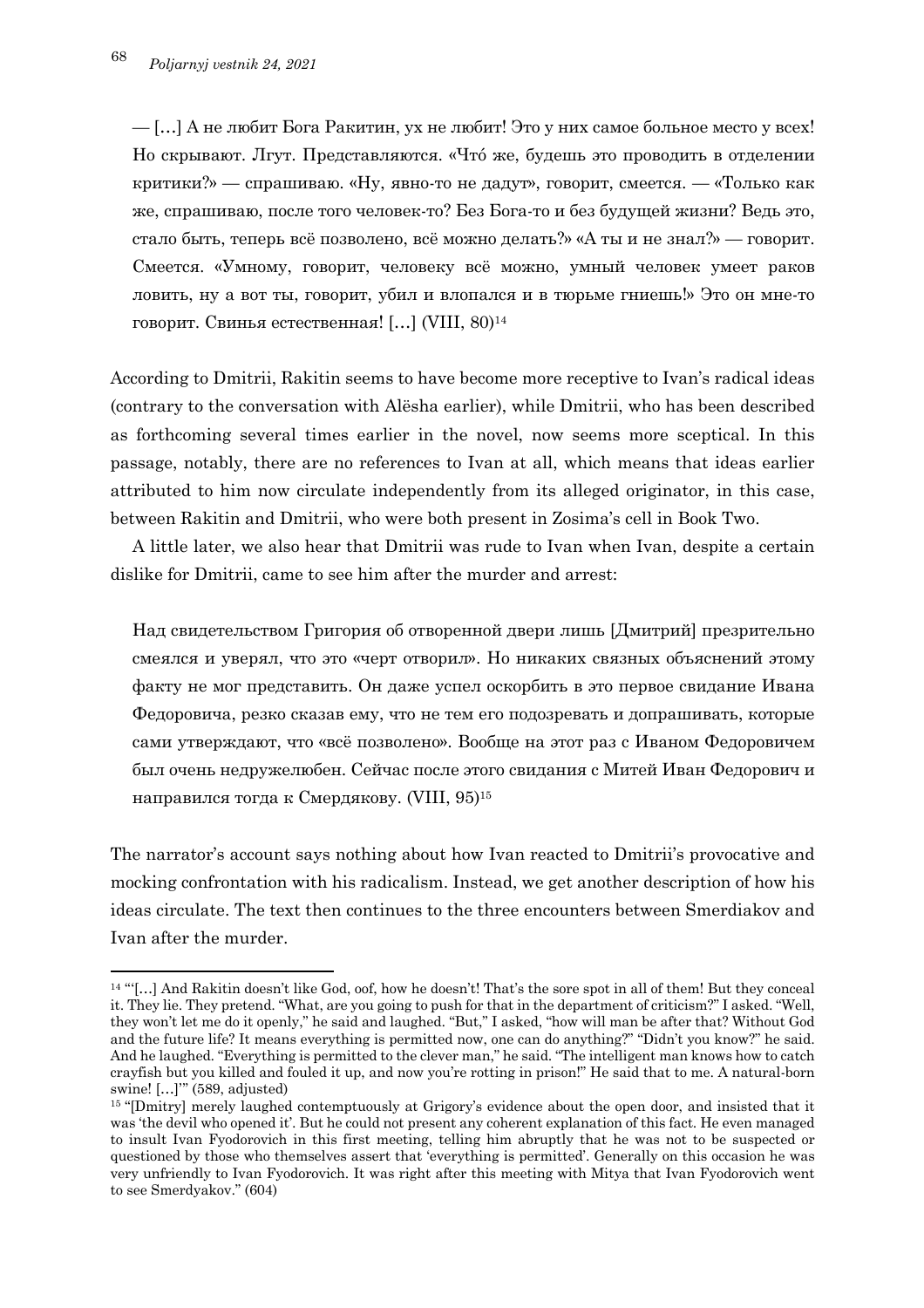> — […] А не любит Бога Ракитин, ух не любит! Это у них самое больное место у всех! Но скрывают. Лгут. Представляются. «Чтó же, будешь это проводить в отделении критики?» — спрашиваю. «Ну, явно-то не дадут», говорит, смеется. — «Только как же, спрашиваю, после того человек-то? Без Бога-то и без будущей жизни? Ведь это, стало быть, теперь всё позволено, всё можно делать?» «А ты и не знал?» — говорит. Смеется. «Умному, говорит, человеку всё можно, умный человек умеет раков ловить, ну а вот ты, говорит, убил и влопался и в тюрьме гниешь!» Это он мне-то говорит. Свинья естественная! […] (VIII, 80)[14]

According to Dmitrii, Rakitin seems to have become more receptive to Ivan's radical ideas (contrary to the conversation with Alësha earlier), while Dmitrii, who has been described as forthcoming several times earlier in the novel, now seems more sceptical. In this passage, notably, there are no references to Ivan at all, which means that ideas earlier attributed to him now circulate independently from its alleged originator, in this case, between Rakitin and Dmitrii, who were both present in Zosima's cell in Book Two.

A little later, we also hear that Dmitrii was rude to Ivan when Ivan, despite a certain dislike for Dmitrii, came to see him after the murder and arrest:

> Над свидетельством Григория об отворенной двери лишь [Дмитрий] презрительно смеялся и уверял, что это «черт отворил». Но никаких связных объяснений этому факту не мог представить. Он даже успел оскорбить в это первое свидание Ивана Федоровича, резко сказав ему, что не тем его подозревать и допрашивать, которые сами утверждают, что «всё позволено». Вообще на этот раз с Иваном Федоровичем был очень недружелюбен. Сейчас после этого свидания с Митей Иван Федорович и направился тогда к Смердякову. (VIII, 95)[15]

The narrator's account says nothing about how Ivan reacted to Dmitrii's provocative and mocking confrontation with his radicalism. Instead, we get another description of how his ideas circulate. The text then continues to the three encounters between Smerdiakov and Ivan after the murder.

---

[14] "'[…] And Rakitin doesn't like God, oof, how he doesn't! That's the sore spot in all of them! But they conceal it. They lie. They pretend. "What, are you going to push for that in the department of criticism?" I asked. "Well, they won't let me do it openly," he said and laughed. "But," I asked, "how will man be after that? Without God and the future life? It means everything is permitted now, one can do anything?" "Didn't you know?" he said. And he laughed. "Everything is permitted to the clever man," he said. "The intelligent man knows how to catch crayfish but you killed and fouled it up, and now you're rotting in prison!" He said that to me. A natural-born swine! […]'" (589, adjusted)

[15] "[Dmitry] merely laughed contemptuously at Grigory's evidence about the open door, and insisted that it was 'the devil who opened it'. But he could not present any coherent explanation of this fact. He even managed to insult Ivan Fyodorovich in this first meeting, telling him abruptly that he was not to be suspected or questioned by those who themselves assert that 'everything is permitted'. Generally on this occasion he was very unfriendly to Ivan Fyodorovich. It was right after this meeting with Mitya that Ivan Fyodorovich went to see Smerdyakov." (604)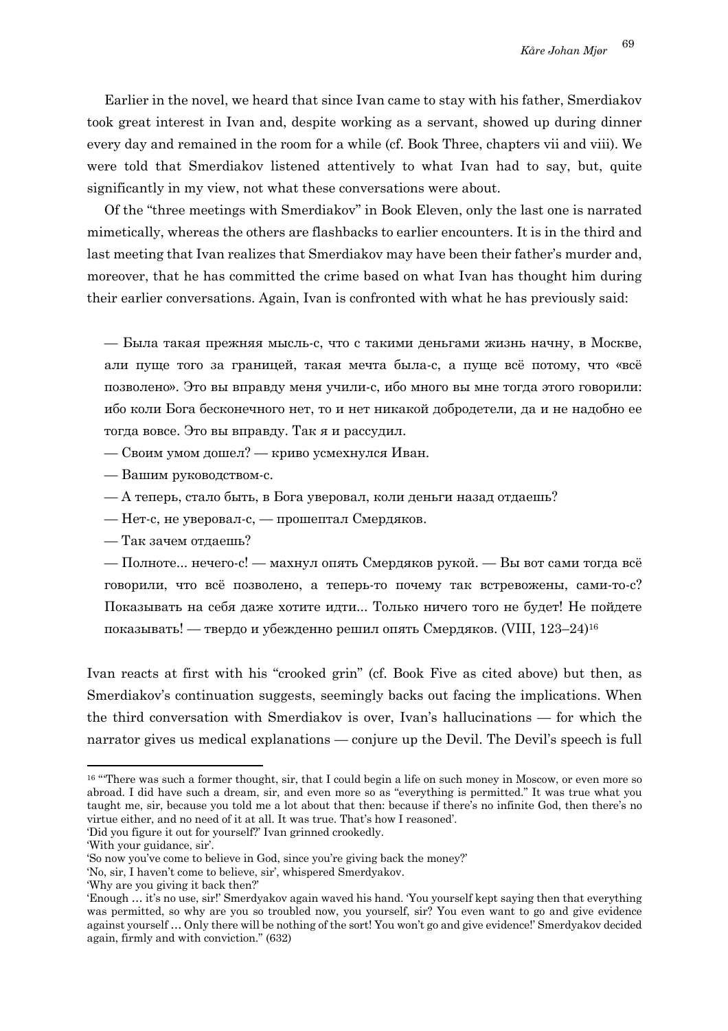Earlier in the novel, we heard that since Ivan came to stay with his father, Smerdiakov took great interest in Ivan and, despite working as a servant, showed up during dinner every day and remained in the room for a while (cf. Book Three, chapters vii and viii). We were told that Smerdiakov listened attentively to what Ivan had to say, but, quite significantly in my view, not what these conversations were about.

Of the "three meetings with Smerdiakov" in Book Eleven, only the last one is narrated mimetically, whereas the others are flashbacks to earlier encounters. It is in the third and last meeting that Ivan realizes that Smerdiakov may have been their father's murder and, moreover, that he has committed the crime based on what Ivan has thought him during their earlier conversations. Again, Ivan is confronted with what he has previously said:

> — Была такая прежняя мысль-с, что с такими деньгами жизнь начну, в Москве, али пуще того за границей, такая мечта была-с, а пуще всё потому, что «всё позволено». Это вы вправду меня учили-с, ибо много вы мне тогда этого говорили: ибо коли Бога бесконечного нет, то и нет никакой добродетели, да и не надобно ее тогда вовсе. Это вы вправду. Так я и рассудил.
>
> — Своим умом дошел? — криво усмехнулся Иван.
>
> — Вашим руководством-с.
>
> — А теперь, стало быть, в Бога уверовал, коли деньги назад отдаешь?
>
> — Нет-с, не уверовал-с, — прошептал Смердяков.
>
> — Так зачем отдаешь?
>
> — Полноте... нечего-с! — махнул опять Смердяков рукой. — Вы вот сами тогда всё говорили, что всё позволено, а теперь-то почему так встревожены, сами-то-с? Показывать на себя даже хотите идти... Только ничего того не будет! Не пойдете показывать! — твердо и убежденно решил опять Смердяков. (VIII, 123–24)[16]

Ivan reacts at first with his "crooked grin" (cf. Book Five as cited above) but then, as Smerdiakov's continuation suggests, seemingly backs out facing the implications. When the third conversation with Smerdiakov is over, Ivan's hallucinations — for which the narrator gives us medical explanations — conjure up the Devil. The Devil's speech is full

---

[16] "'There was such a former thought, sir, that I could begin a life on such money in Moscow, or even more so abroad. I did have such a dream, sir, and even more so as "everything is permitted." It was true what you taught me, sir, because you told me a lot about that then: because if there's no infinite God, then there's no virtue either, and no need of it at all. It was true. That's how I reasoned'.
'Did you figure it out for yourself?' Ivan grinned crookedly.
'With your guidance, sir'.
'So now you've come to believe in God, since you're giving back the money?'
'No, sir, I haven't come to believe, sir', whispered Smerdyakov.
'Why are you giving it back then?'
'Enough … it's no use, sir!' Smerdyakov again waved his hand. 'You yourself kept saying then that everything was permitted, so why are you so troubled now, you yourself, sir? You even want to go and give evidence against yourself … Only there will be nothing of the sort! You won't go and give evidence!' Smerdyakov decided again, firmly and with conviction." (632)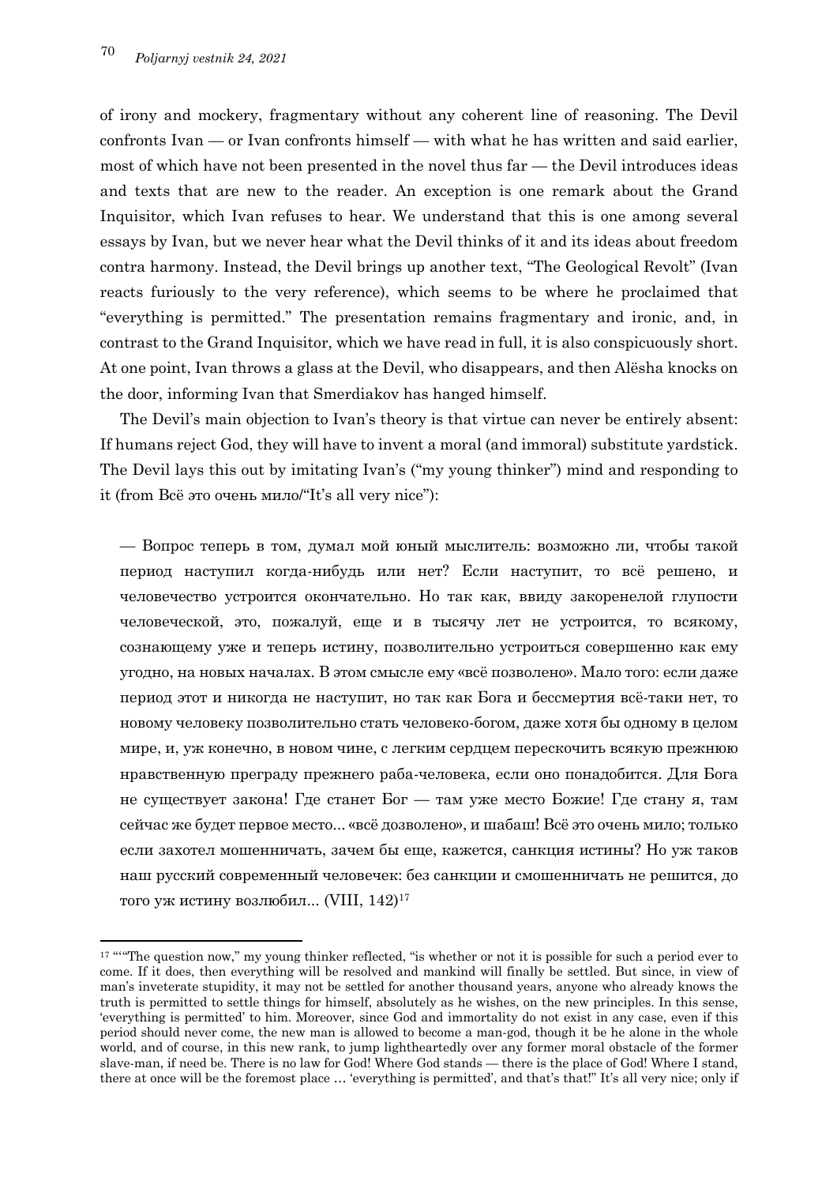of irony and mockery, fragmentary without any coherent line of reasoning. The Devil confronts Ivan — or Ivan confronts himself — with what he has written and said earlier, most of which have not been presented in the novel thus far — the Devil introduces ideas and texts that are new to the reader. An exception is one remark about the Grand Inquisitor, which Ivan refuses to hear. We understand that this is one among several essays by Ivan, but we never hear what the Devil thinks of it and its ideas about freedom contra harmony. Instead, the Devil brings up another text, "The Geological Revolt" (Ivan reacts furiously to the very reference), which seems to be where he proclaimed that "everything is permitted." The presentation remains fragmentary and ironic, and, in contrast to the Grand Inquisitor, which we have read in full, it is also conspicuously short. At one point, Ivan throws a glass at the Devil, who disappears, and then Alësha knocks on the door, informing Ivan that Smerdiakov has hanged himself.

The Devil's main objection to Ivan's theory is that virtue can never be entirely absent: If humans reject God, they will have to invent a moral (and immoral) substitute yardstick. The Devil lays this out by imitating Ivan's ("my young thinker") mind and responding to it (from Всё это очень мило/"It's all very nice"):

> — Вопрос теперь в том, думал мой юный мыслитель: возможно ли, чтобы такой период наступил когда-нибудь или нет? Если наступит, то всё решено, и человечество устроится окончательно. Но так как, ввиду закоренелой глупости человеческой, это, пожалуй, еще и в тысячу лет не устроится, то всякому, сознающему уже и теперь истину, позволительно устроиться совершенно как ему угодно, на новых началах. В этом смысле ему «всё позволено». Мало того: если даже период этот и никогда не наступит, но так как Бога и бессмертия всё-таки нет, то новому человеку позволительно стать человеко-богом, даже хотя бы одному в целом мире, и, уж конечно, в новом чине, с легким сердцем перескочить всякую прежнюю нравственную преграду прежнего раба-человека, если оно понадобится. Для Бога не существует закона! Где станет Бог — там уже место Божие! Где стану я, там сейчас же будет первое место... «всё дозволено», и шабаш! Всё это очень мило; только если захотел мошенничать, зачем бы еще, кажется, санкция истины? Но уж таков наш русский современный человечек: без санкции и смошенничать не решится, до того уж истину возлюбил... (VIII, 142)[17]

---

[17] "'"The question now," my young thinker reflected, "is whether or not it is possible for such a period ever to come. If it does, then everything will be resolved and mankind will finally be settled. But since, in view of man's inveterate stupidity, it may not be settled for another thousand years, anyone who already knows the truth is permitted to settle things for himself, absolutely as he wishes, on the new principles. In this sense, 'everything is permitted' to him. Moreover, since God and immortality do not exist in any case, even if this period should never come, the new man is allowed to become a man-god, though it be he alone in the whole world, and of course, in this new rank, to jump lightheartedly over any former moral obstacle of the former slave-man, if need be. There is no law for God! Where God stands — there is the place of God! Where I stand, there at once will be the foremost place … 'everything is permitted', and that's that!" It's all very nice; only if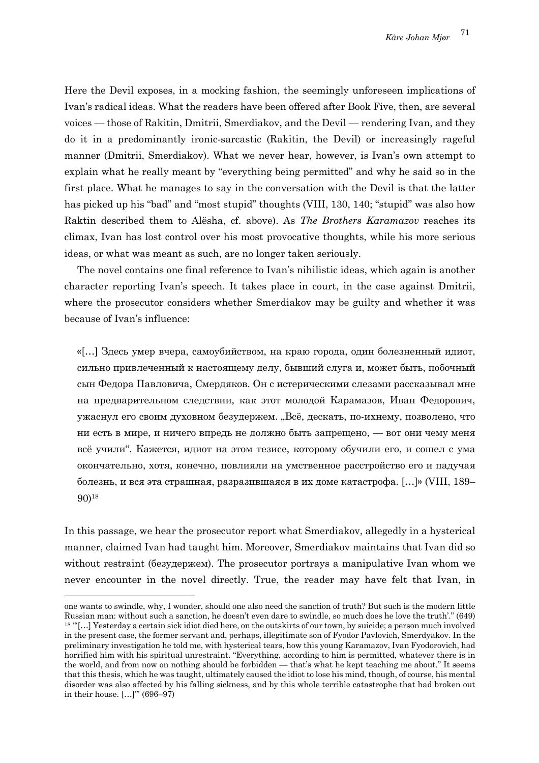Here the Devil exposes, in a mocking fashion, the seemingly unforeseen implications of Ivan's radical ideas. What the readers have been offered after Book Five, then, are several voices — those of Rakitin, Dmitrii, Smerdiakov, and the Devil — rendering Ivan, and they do it in a predominantly ironic-sarcastic (Rakitin, the Devil) or increasingly rageful manner (Dmitrii, Smerdiakov). What we never hear, however, is Ivan's own attempt to explain what he really meant by "everything being permitted" and why he said so in the first place. What he manages to say in the conversation with the Devil is that the latter has picked up his "bad" and "most stupid" thoughts (VIII, 130, 140; "stupid" was also how Raktin described them to Alësha, cf. above). As *The Brothers Karamazov* reaches its climax, Ivan has lost control over his most provocative thoughts, while his more serious ideas, or what was meant as such, are no longer taken seriously.

The novel contains one final reference to Ivan's nihilistic ideas, which again is another character reporting Ivan's speech. It takes place in court, in the case against Dmitrii, where the prosecutor considers whether Smerdiakov may be guilty and whether it was because of Ivan's influence:

> «[…] Здесь умер вчера, самоубийством, на краю города, один болезненный идиот, сильно привлеченный к настоящему делу, бывший слуга и, может быть, побочный сын Федора Павловича, Смердяков. Он с истерическими слезами рассказывал мне на предварительном следствии, как этот молодой Карамазов, Иван Федорович, ужаснул его своим духовном безудержем. „Всё, дескать, по-ихнему, позволено, что ни есть в мире, и ничего впредь не должно быть запрещено, — вот они чему меня всё учили". Кажется, идиот на этом тезисе, которому обучили его, и сошел с ума окончательно, хотя, конечно, повлияли на умственное расстройство его и падучая болезнь, и вся эта страшная, разразившаяся в их доме катастрофа. […]» (VIII, 189–90)[18]

In this passage, we hear the prosecutor report what Smerdiakov, allegedly in a hysterical manner, claimed Ivan had taught him. Moreover, Smerdiakov maintains that Ivan did so without restraint (безудержем). The prosecutor portrays a manipulative Ivan whom we never encounter in the novel directly. True, the reader may have felt that Ivan, in

---

one wants to swindle, why, I wonder, should one also need the sanction of truth? But such is the modern little Russian man: without such a sanction, he doesn't even dare to swindle, so much does he love the truth'." (649)

[18] "'[…] Yesterday a certain sick idiot died here, on the outskirts of our town, by suicide; a person much involved in the present case, the former servant and, perhaps, illegitimate son of Fyodor Pavlovich, Smerdyakov. In the preliminary investigation he told me, with hysterical tears, how this young Karamazov, Ivan Fyodorovich, had horrified him with his spiritual unrestraint. "Everything, according to him is permitted, whatever there is in the world, and from now on nothing should be forbidden — that's what he kept teaching me about." It seems that this thesis, which he was taught, ultimately caused the idiot to lose his mind, though, of course, his mental disorder was also affected by his falling sickness, and by this whole terrible catastrophe that had broken out in their house. […]'" (696–97)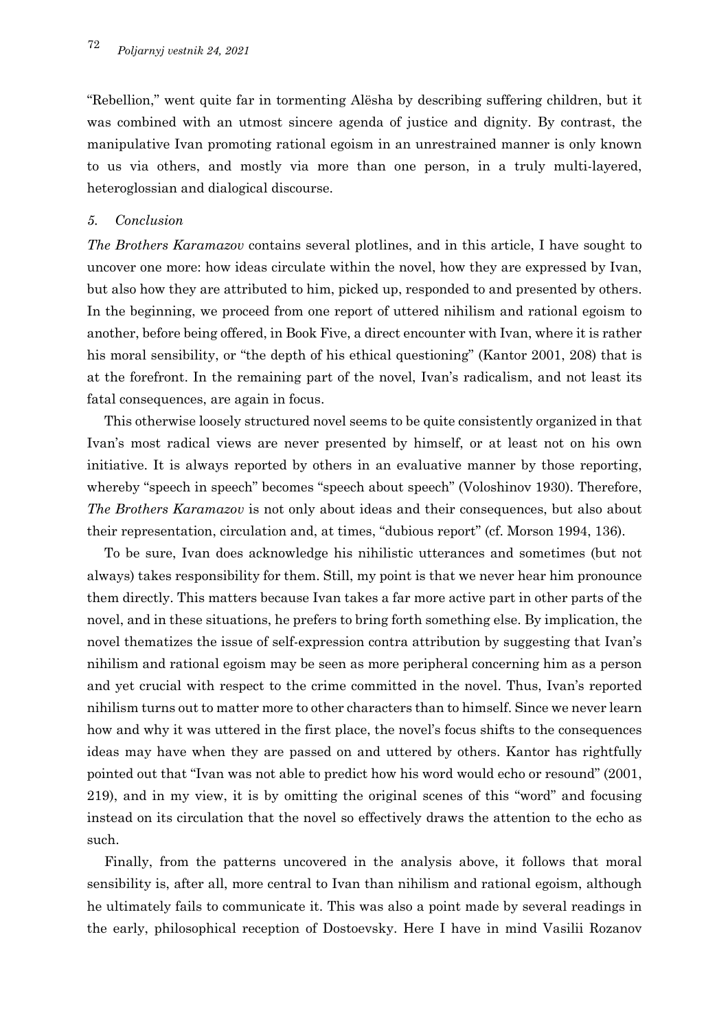"Rebellion," went quite far in tormenting Alësha by describing suffering children, but it was combined with an utmost sincere agenda of justice and dignity. By contrast, the manipulative Ivan promoting rational egoism in an unrestrained manner is only known to us via others, and mostly via more than one person, in a truly multi-layered, heteroglossian and dialogical discourse.

## *5. Conclusion*

*The Brothers Karamazov* contains several plotlines, and in this article, I have sought to uncover one more: how ideas circulate within the novel, how they are expressed by Ivan, but also how they are attributed to him, picked up, responded to and presented by others. In the beginning, we proceed from one report of uttered nihilism and rational egoism to another, before being offered, in Book Five, a direct encounter with Ivan, where it is rather his moral sensibility, or "the depth of his ethical questioning" (Kantor 2001, 208) that is at the forefront. In the remaining part of the novel, Ivan's radicalism, and not least its fatal consequences, are again in focus.

This otherwise loosely structured novel seems to be quite consistently organized in that Ivan's most radical views are never presented by himself, or at least not on his own initiative. It is always reported by others in an evaluative manner by those reporting, whereby "speech in speech" becomes "speech about speech" (Voloshinov 1930). Therefore, *The Brothers Karamazov* is not only about ideas and their consequences, but also about their representation, circulation and, at times, "dubious report" (cf. Morson 1994, 136).

To be sure, Ivan does acknowledge his nihilistic utterances and sometimes (but not always) takes responsibility for them. Still, my point is that we never hear him pronounce them directly. This matters because Ivan takes a far more active part in other parts of the novel, and in these situations, he prefers to bring forth something else. By implication, the novel thematizes the issue of self-expression contra attribution by suggesting that Ivan's nihilism and rational egoism may be seen as more peripheral concerning him as a person and yet crucial with respect to the crime committed in the novel. Thus, Ivan's reported nihilism turns out to matter more to other characters than to himself. Since we never learn how and why it was uttered in the first place, the novel's focus shifts to the consequences ideas may have when they are passed on and uttered by others. Kantor has rightfully pointed out that "Ivan was not able to predict how his word would echo or resound" (2001, 219), and in my view, it is by omitting the original scenes of this "word" and focusing instead on its circulation that the novel so effectively draws the attention to the echo as such.

Finally, from the patterns uncovered in the analysis above, it follows that moral sensibility is, after all, more central to Ivan than nihilism and rational egoism, although he ultimately fails to communicate it. This was also a point made by several readings in the early, philosophical reception of Dostoevsky. Here I have in mind Vasilii Rozanov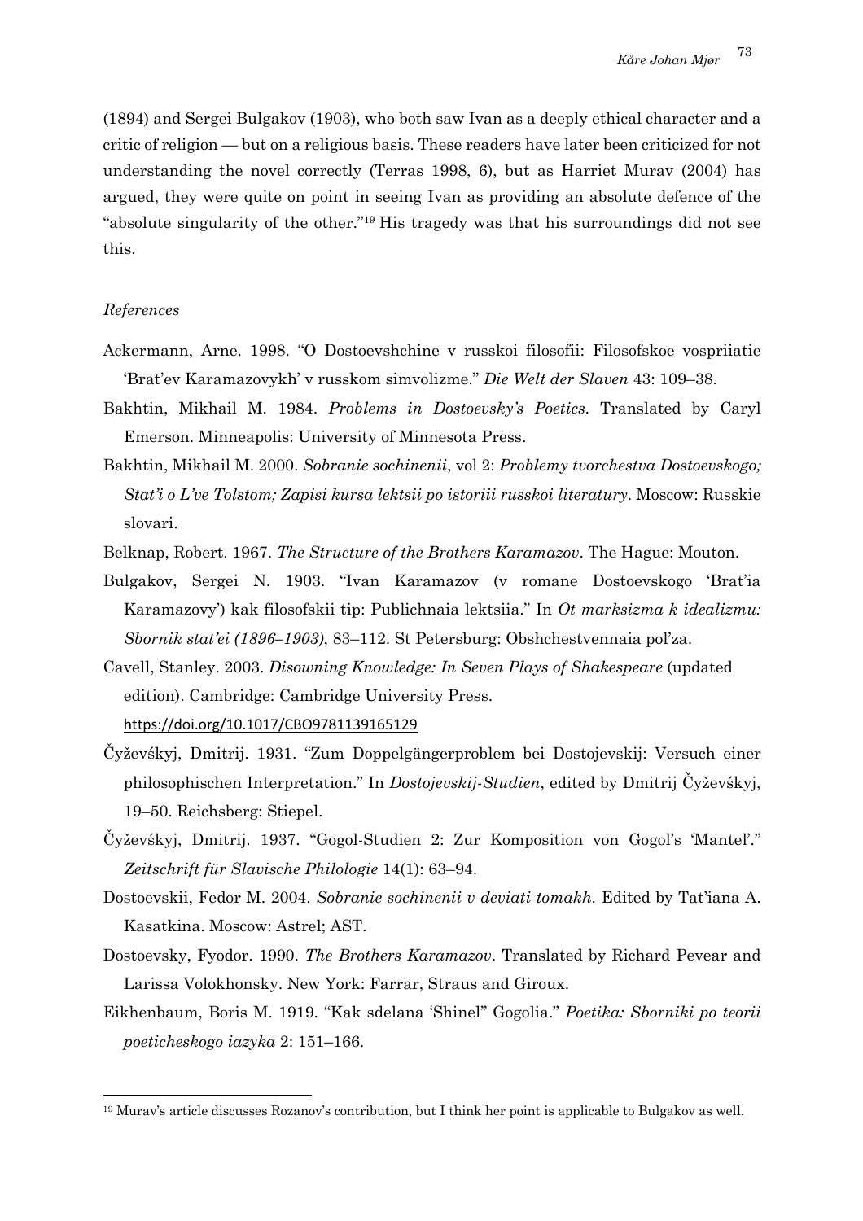(1894) and Sergei Bulgakov (1903), who both saw Ivan as a deeply ethical character and a critic of religion — but on a religious basis. These readers have later been criticized for not understanding the novel correctly (Terras 1998, 6), but as Harriet Murav (2004) has argued, they were quite on point in seeing Ivan as providing an absolute defence of the "absolute singularity of the other."[19] His tragedy was that his surroundings did not see this.

*References*

Ackermann, Arne. 1998. "O Dostoevshchine v russkoi filosofii: Filosofskoe vospriiatie 'Brat'ev Karamazovykh' v russkom simvolizme." *Die Welt der Slaven* 43: 109–38.

Bakhtin, Mikhail M. 1984. *Problems in Dostoevsky's Poetics*. Translated by Caryl Emerson. Minneapolis: University of Minnesota Press.

Bakhtin, Mikhail M. 2000. *Sobranie sochinenii*, vol 2: *Problemy tvorchestva Dostoevskogo; Stat'i o L've Tolstom; Zapisi kursa lektsii po istoriii russkoi literatury*. Moscow: Russkie slovari.

Belknap, Robert. 1967. *The Structure of the Brothers Karamazov*. The Hague: Mouton.

Bulgakov, Sergei N. 1903. "Ivan Karamazov (v romane Dostoevskogo 'Brat'ia Karamazovy') kak filosofskii tip: Publichnaia lektsiia." In *Ot marksizma k idealizmu: Sbornik stat'ei (1896–1903)*, 83–112. St Petersburg: Obshchestvennaia pol'za.

Cavell, Stanley. 2003. *Disowning Knowledge: In Seven Plays of Shakespeare* (updated edition). Cambridge: Cambridge University Press. https://doi.org/10.1017/CBO9781139165129

Čyževśkyj, Dmitrij. 1931. "Zum Doppelgängerproblem bei Dostojevskij: Versuch einer philosophischen Interpretation." In *Dostojevskij-Studien*, edited by Dmitrij Čyževśkyj, 19–50. Reichsberg: Stiepel.

Čyževśkyj, Dmitrij. 1937. "Gogol-Studien 2: Zur Komposition von Gogol's 'Mantel'." *Zeitschrift für Slavische Philologie* 14(1): 63–94.

Dostoevskii, Fedor M. 2004. *Sobranie sochinenii v deviati tomakh*. Edited by Tat'iana A. Kasatkina. Moscow: Astrel; AST.

Dostoevsky, Fyodor. 1990. *The Brothers Karamazov*. Translated by Richard Pevear and Larissa Volokhonsky. New York: Farrar, Straus and Giroux.

Eikhenbaum, Boris M. 1919. "Kak sdelana 'Shinel" Gogolia." *Poetika: Sborniki po teorii poeticheskogo iazyka* 2: 151–166.

---

[19] Murav's article discusses Rozanov's contribution, but I think her point is applicable to Bulgakov as well.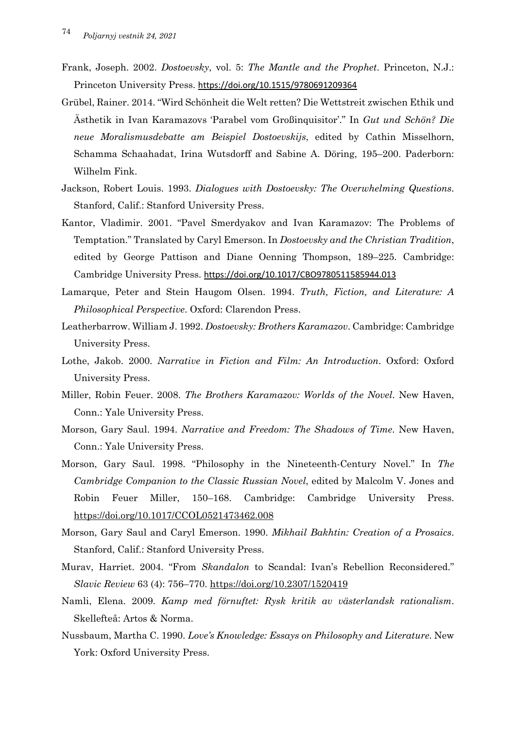Frank, Joseph. 2002. *Dostoevsky*, vol. 5: *The Mantle and the Prophet*. Princeton, N.J.: Princeton University Press. https://doi.org/10.1515/9780691209364

Grübel, Rainer. 2014. "Wird Schönheit die Welt retten? Die Wettstreit zwischen Ethik und Ästhetik in Ivan Karamazovs 'Parabel vom Großinquisitor'." In *Gut und Schön? Die neue Moralismusdebatte am Beispiel Dostoevskijs*, edited by Cathin Misselhorn, Schamma Schaahadat, Irina Wutsdorff and Sabine A. Döring, 195–200. Paderborn: Wilhelm Fink.

Jackson, Robert Louis. 1993. *Dialogues with Dostoevsky: The Overwhelming Questions*. Stanford, Calif.: Stanford University Press.

Kantor, Vladimir. 2001. "Pavel Smerdyakov and Ivan Karamazov: The Problems of Temptation." Translated by Caryl Emerson. In *Dostoevsky and the Christian Tradition*, edited by George Pattison and Diane Oenning Thompson, 189–225. Cambridge: Cambridge University Press. https://doi.org/10.1017/CBO9780511585944.013

Lamarque, Peter and Stein Haugom Olsen. 1994. *Truth, Fiction, and Literature: A Philosophical Perspective*. Oxford: Clarendon Press.

Leatherbarrow. William J. 1992. *Dostoevsky: Brothers Karamazov*. Cambridge: Cambridge University Press.

Lothe, Jakob. 2000. *Narrative in Fiction and Film: An Introduction*. Oxford: Oxford University Press.

Miller, Robin Feuer. 2008. *The Brothers Karamazov: Worlds of the Novel*. New Haven, Conn.: Yale University Press.

Morson, Gary Saul. 1994. *Narrative and Freedom: The Shadows of Time*. New Haven, Conn.: Yale University Press.

Morson, Gary Saul. 1998. "Philosophy in the Nineteenth-Century Novel." In *The Cambridge Companion to the Classic Russian Novel*, edited by Malcolm V. Jones and Robin Feuer Miller, 150–168. Cambridge: Cambridge University Press. https://doi.org/10.1017/CCOL0521473462.008

Morson, Gary Saul and Caryl Emerson. 1990. *Mikhail Bakhtin: Creation of a Prosaics*. Stanford, Calif.: Stanford University Press.

Murav, Harriet. 2004. "From *Skandalon* to Scandal: Ivan's Rebellion Reconsidered." *Slavic Review* 63 (4): 756–770. https://doi.org/10.2307/1520419

Namli, Elena. 2009. *Kamp med förnuftet: Rysk kritik av västerlandsk rationalism*. Skellefteå: Artos & Norma.

Nussbaum, Martha C. 1990. *Love's Knowledge: Essays on Philosophy and Literature*. New York: Oxford University Press.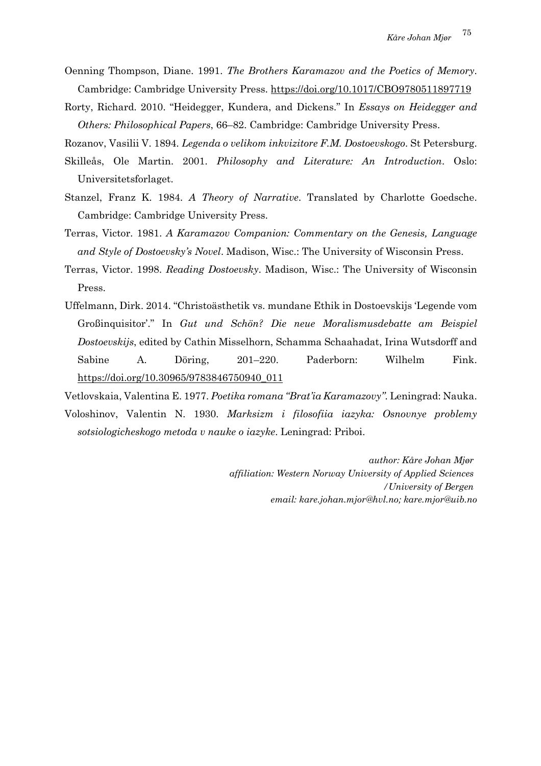Oenning Thompson, Diane. 1991. *The Brothers Karamazov and the Poetics of Memory*. Cambridge: Cambridge University Press. https://doi.org/10.1017/CBO9780511897719

Rorty, Richard. 2010. "Heidegger, Kundera, and Dickens." In *Essays on Heidegger and Others: Philosophical Papers*, 66–82. Cambridge: Cambridge University Press.

Rozanov, Vasilii V. 1894. *Legenda o velikom inkvizitore F.M. Dostoevskogo*. St Petersburg.

Skilleås, Ole Martin. 2001. *Philosophy and Literature: An Introduction*. Oslo: Universitetsforlaget.

Stanzel, Franz K. 1984. *A Theory of Narrative*. Translated by Charlotte Goedsche. Cambridge: Cambridge University Press.

Terras, Victor. 1981. *A Karamazov Companion: Commentary on the Genesis, Language and Style of Dostoevsky's Novel*. Madison, Wisc.: The University of Wisconsin Press.

Terras, Victor. 1998. *Reading Dostoevsky*. Madison, Wisc.: The University of Wisconsin Press.

Uffelmann, Dirk. 2014. "Christoästhetik vs. mundane Ethik in Dostoevskijs 'Legende vom Großinquisitor'." In *Gut und Schön? Die neue Moralismusdebatte am Beispiel Dostoevskijs*, edited by Cathin Misselhorn, Schamma Schaahadat, Irina Wutsdorff and Sabine A. Döring, 201–220. Paderborn: Wilhelm Fink. https://doi.org/10.30965/9783846750940_011

Vetlovskaia, Valentina E. 1977. *Poetika romana "Brat'ia Karamazovy"*. Leningrad: Nauka.

Voloshinov, Valentin N. 1930. *Marksizm i filosofiia iazyka: Osnovnye problemy sotsiologicheskogo metoda v nauke o iazyke*. Leningrad: Priboi.

*author: Kåre Johan Mjør*
*affiliation: Western Norway University of Applied Sciences / University of Bergen*
*email: kare.johan.mjor@hvl.no; kare.mjor@uib.no*